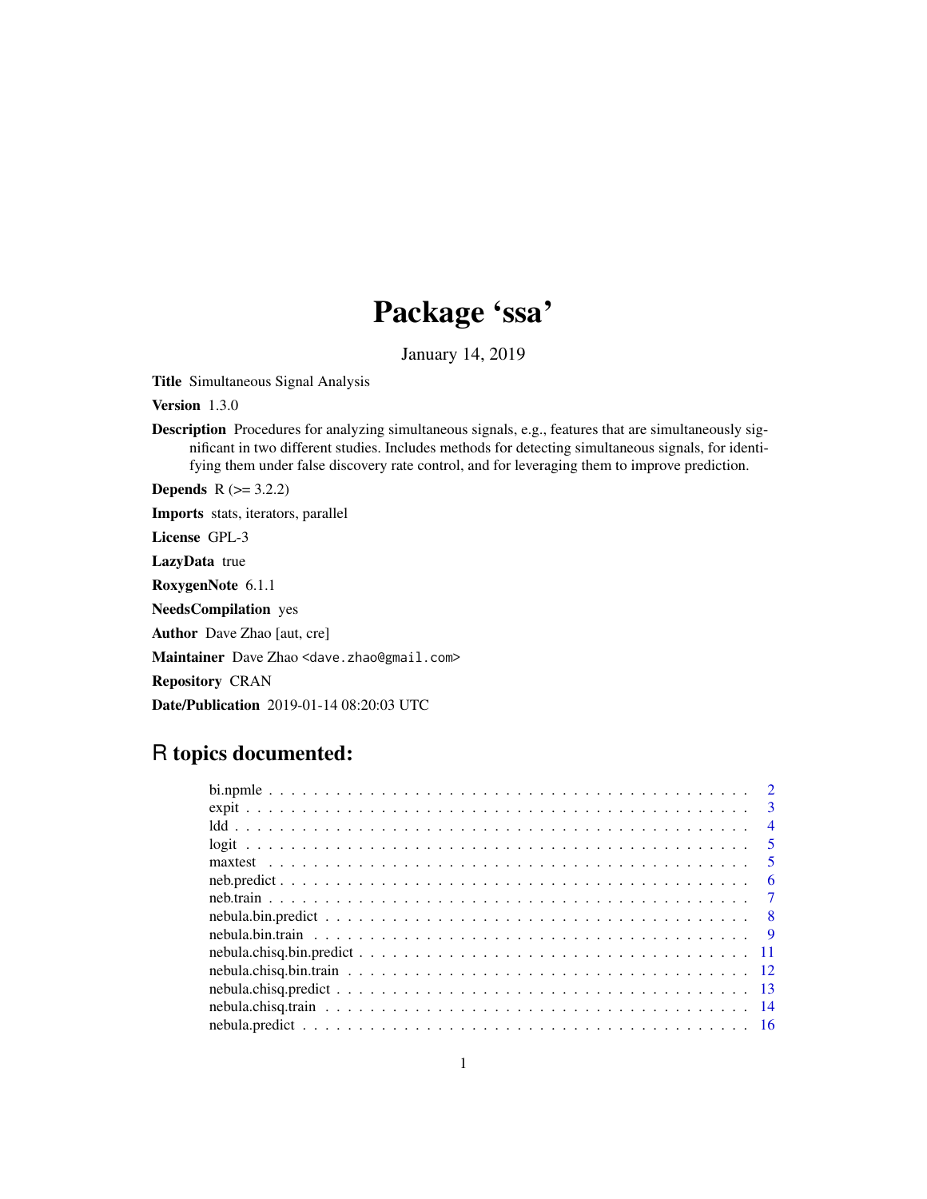# Package 'ssa'

January 14, 2019

**Title** Simultaneous Signal Analysis

**Version** 1.3.0

**Description** Procedures for analyzing simultaneous signals, e.g., features that are simultaneously significant in two different studies. Includes methods for detecting simultaneous signals, for identifying them under false discovery rate control, and for leveraging them to improve prediction.

**Depends** R (>= 3.2.2)

**Imports** stats, iterators, parallel

**License** GPL-3

**LazyData** true

**RoxygenNote** 6.1.1

**NeedsCompilation** yes

**Author** Dave Zhao [aut, cre]

**Maintainer** Dave Zhao <dave.zhao@gmail.com>

**Repository** CRAN

**Date/Publication** 2019-01-14 08:20:03 UTC

## R topics documented:

| | |
|---|---|
| bi.npmle | 2 |
| expit | 3 |
| ldd | 4 |
| logit | 5 |
| maxtest | 5 |
| neb.predict | 6 |
| neb.train | 7 |
| nebula.bin.predict | 8 |
| nebula.bin.train | 9 |
| nebula.chisq.bin.predict | 11 |
| nebula.chisq.bin.train | 12 |
| nebula.chisq.predict | 13 |
| nebula.chisq.train | 14 |
| nebula.predict | 16 |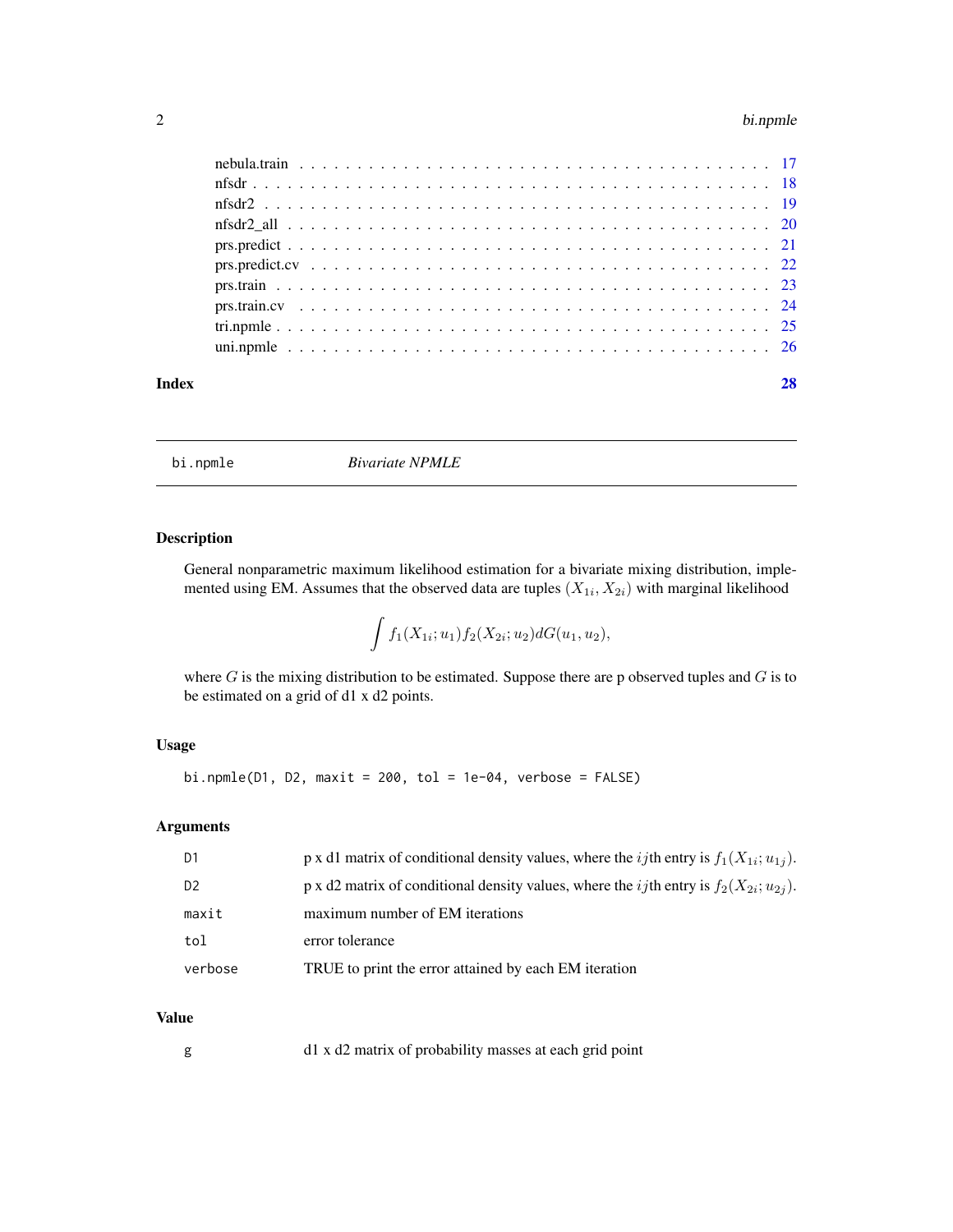| | |
|---|---|
| nebula.train | 17 |
| nfsdr | 18 |
| nfsdr2 | 19 |
| nfsdr2_all | 20 |
| prs.predict | 21 |
| prs.predict.cv | 22 |
| prs.train | 23 |
| prs.train.cv | 24 |
| tri.npmle | 25 |
| uni.npmle | 26 |

**Index** **28**

---

## bi.npmle *Bivariate NPMLE*

---

### Description

General nonparametric maximum likelihood estimation for a bivariate mixing distribution, implemented using EM. Assumes that the observed data are tuples $(X_{1i}, X_{2i})$ with marginal likelihood

$$\int f_1(X_{1i}; u_1) f_2(X_{2i}; u_2) dG(u_1, u_2),$$

where $G$ is the mixing distribution to be estimated. Suppose there are p observed tuples and $G$ is to be estimated on a grid of d1 x d2 points.

### Usage

```
bi.npmle(D1, D2, maxit = 200, tol = 1e-04, verbose = FALSE)
```

### Arguments

| | |
|---|---|
| `D1` | p x d1 matrix of conditional density values, where the $ij$th entry is $f_1(X_{1i}; u_{1j})$. |
| `D2` | p x d2 matrix of conditional density values, where the $ij$th entry is $f_2(X_{2i}; u_{2j})$. |
| `maxit` | maximum number of EM iterations |
| `tol` | error tolerance |
| `verbose` | TRUE to print the error attained by each EM iteration |

### Value

| | |
|---|---|
| `g` | d1 x d2 matrix of probability masses at each grid point |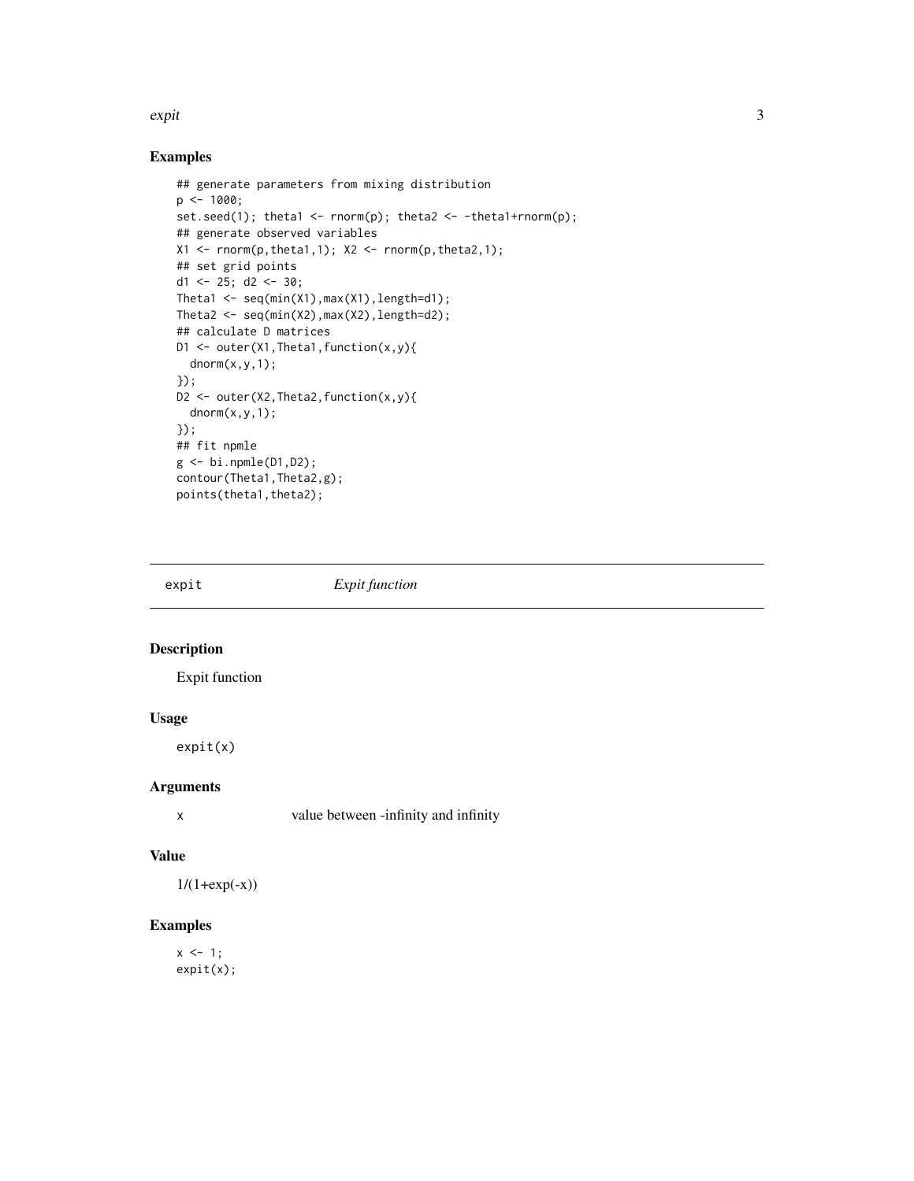## Examples

```
## generate parameters from mixing distribution
p <- 1000;
set.seed(1); theta1 <- rnorm(p); theta2 <- -theta1+rnorm(p);
## generate observed variables
X1 <- rnorm(p,theta1,1); X2 <- rnorm(p,theta2,1);
## set grid points
d1 <- 25; d2 <- 30;
Theta1 <- seq(min(X1),max(X1),length=d1);
Theta2 <- seq(min(X2),max(X2),length=d2);
## calculate D matrices
D1 <- outer(X1,Theta1,function(x,y){
  dnorm(x,y,1);
});
D2 <- outer(X2,Theta2,function(x,y){
  dnorm(x,y,1);
});
## fit npmle
g <- bi.npmle(D1,D2);
contour(Theta1,Theta2,g);
points(theta1,theta2);
```

---

# expit *Expit function*

---

## Description

Expit function

## Usage

```
expit(x)
```

## Arguments

| | |
|---|---|
| x | value between -infinity and infinity |

## Value

1/(1+exp(-x))

## Examples

```
x <- 1;
expit(x);
```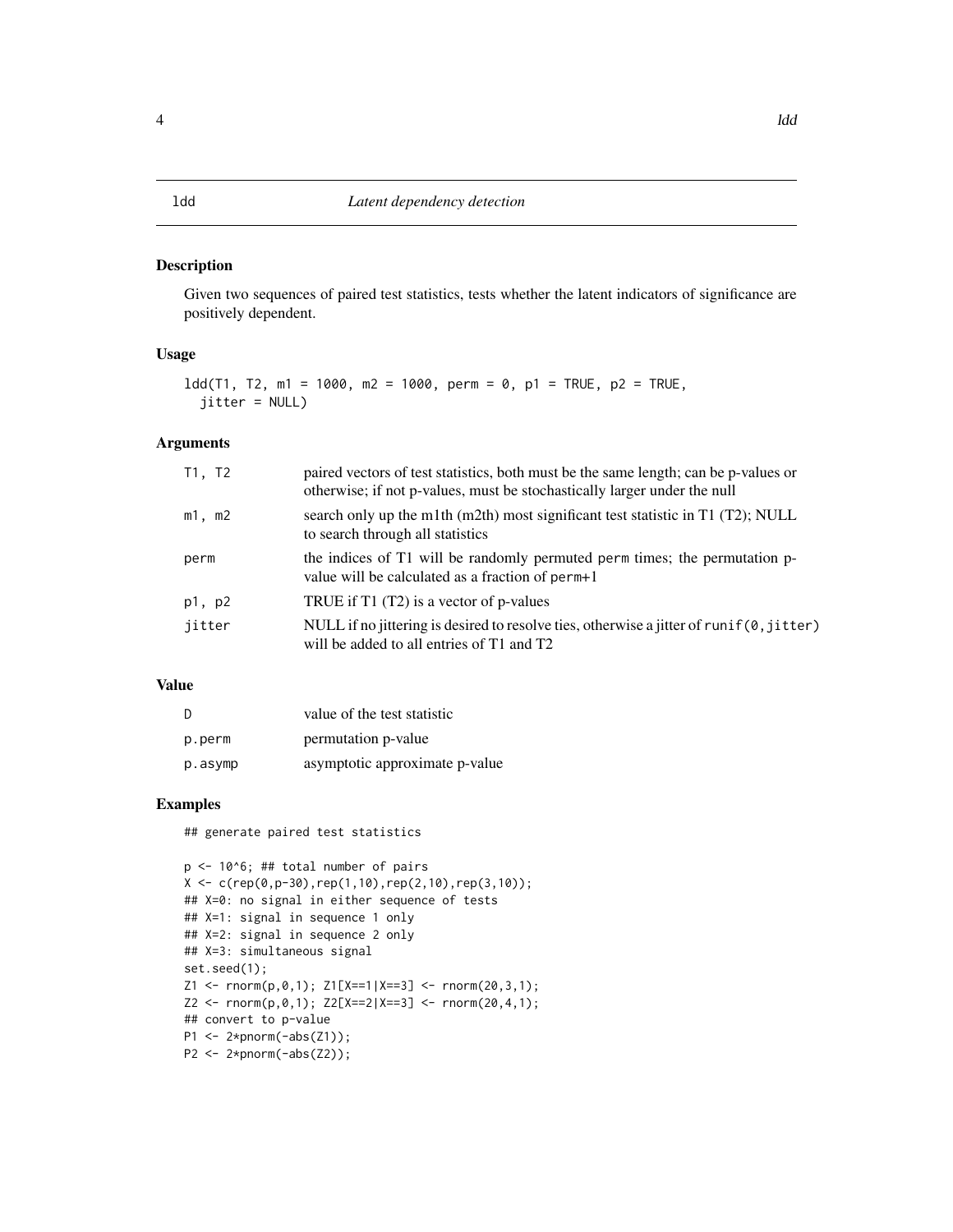ldd *Latent dependency detection*

## Description

Given two sequences of paired test statistics, tests whether the latent indicators of significance are positively dependent.

## Usage

```
ldd(T1, T2, m1 = 1000, m2 = 1000, perm = 0, p1 = TRUE, p2 = TRUE,
  jitter = NULL)
```

## Arguments

| | |
|---|---|
| T1, T2 | paired vectors of test statistics, both must be the same length; can be p-values or otherwise; if not p-values, must be stochastically larger under the null |
| m1, m2 | search only up the m1th (m2th) most significant test statistic in T1 (T2); NULL to search through all statistics |
| perm | the indices of T1 will be randomly permuted perm times; the permutation p-value will be calculated as a fraction of perm+1 |
| p1, p2 | TRUE if T1 (T2) is a vector of p-values |
| jitter | NULL if no jittering is desired to resolve ties, otherwise a jitter of runif(0,jitter) will be added to all entries of T1 and T2 |

## Value

| | |
|---|---|
| D | value of the test statistic |
| p.perm | permutation p-value |
| p.asymp | asymptotic approximate p-value |

## Examples

```
## generate paired test statistics

p <- 10^6; ## total number of pairs
X <- c(rep(0,p-30),rep(1,10),rep(2,10),rep(3,10));
## X=0: no signal in either sequence of tests
## X=1: signal in sequence 1 only
## X=2: signal in sequence 2 only
## X=3: simultaneous signal
set.seed(1);
Z1 <- rnorm(p,0,1); Z1[X==1|X==3] <- rnorm(20,3,1);
Z2 <- rnorm(p,0,1); Z2[X==2|X==3] <- rnorm(20,4,1);
## convert to p-value
P1 <- 2*pnorm(-abs(Z1));
P2 <- 2*pnorm(-abs(Z2));
```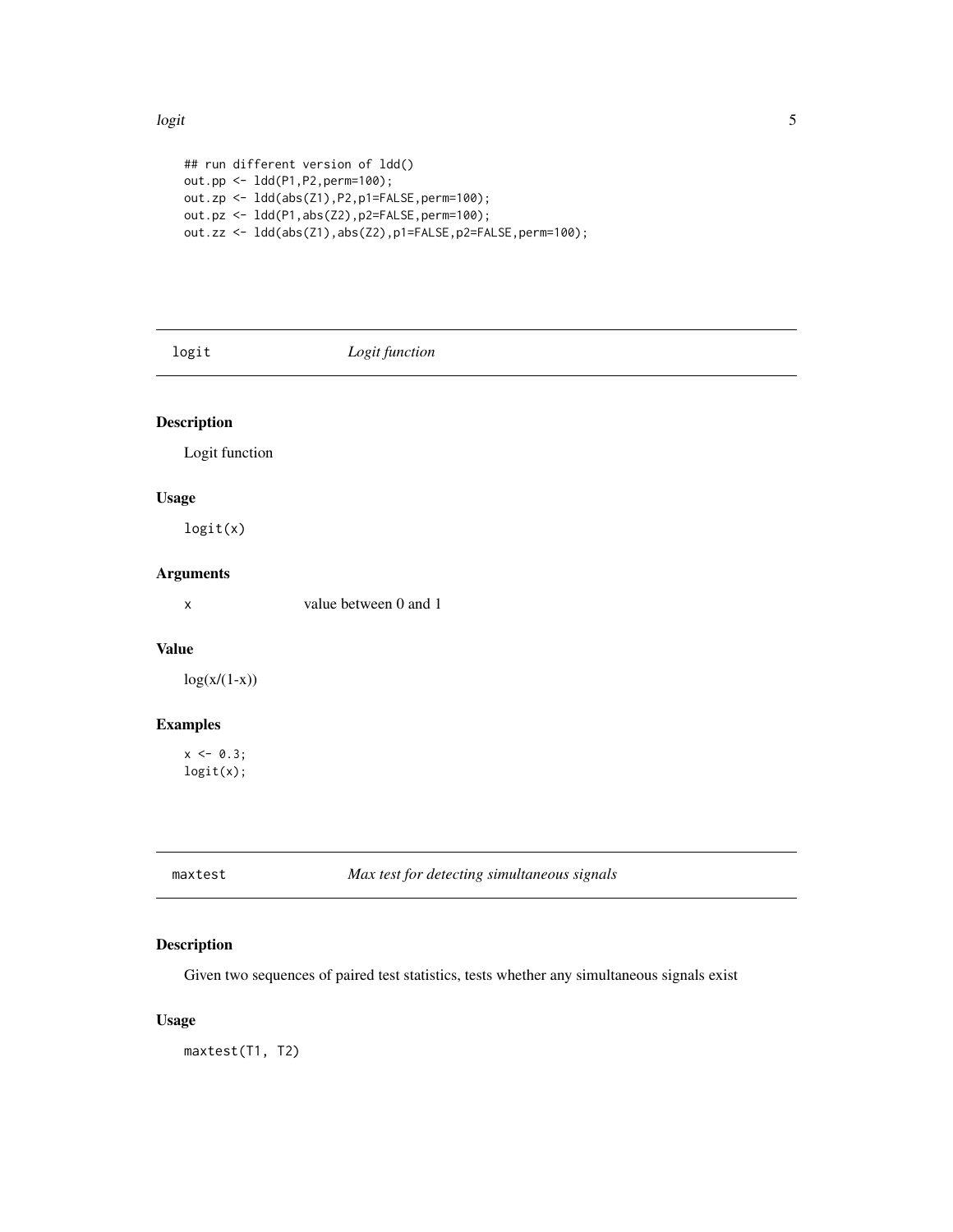```
## run different version of ldd()
out.pp <- ldd(P1,P2,perm=100);
out.zp <- ldd(abs(Z1),P2,p1=FALSE,perm=100);
out.pz <- ldd(P1,abs(Z2),p2=FALSE,perm=100);
out.zz <- ldd(abs(Z1),abs(Z2),p1=FALSE,p2=FALSE,perm=100);
```

## logit — *Logit function*

### Description

Logit function

### Usage

```
logit(x)
```

### Arguments

| | |
|---|---|
| x | value between 0 and 1 |

### Value

log(x/(1-x))

### Examples

```
x <- 0.3;
logit(x);
```

## maxtest — *Max test for detecting simultaneous signals*

### Description

Given two sequences of paired test statistics, tests whether any simultaneous signals exist

### Usage

```
maxtest(T1, T2)
```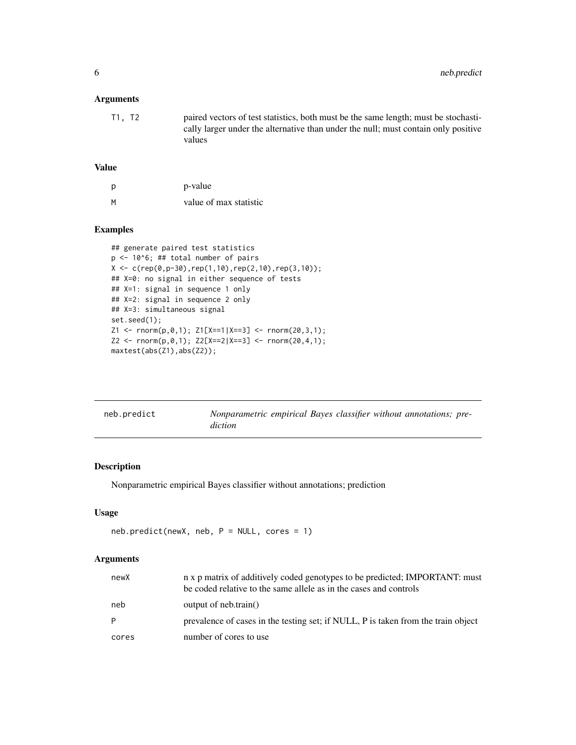### Arguments

| | |
|---|---|
| T1, T2 | paired vectors of test statistics, both must be the same length; must be stochastically larger under the alternative than under the null; must contain only positive values |

### Value

| | |
|---|---|
| p | p-value |
| M | value of max statistic |

### Examples

```
## generate paired test statistics
p <- 10^6; ## total number of pairs
X <- c(rep(0,p-30),rep(1,10),rep(2,10),rep(3,10));
## X=0: no signal in either sequence of tests
## X=1: signal in sequence 1 only
## X=2: signal in sequence 2 only
## X=3: simultaneous signal
set.seed(1);
Z1 <- rnorm(p,0,1); Z1[X==1|X==3] <- rnorm(20,3,1);
Z2 <- rnorm(p,0,1); Z2[X==2|X==3] <- rnorm(20,4,1);
maxtest(abs(Z1),abs(Z2));
```

---

## neb.predict — *Nonparametric empirical Bayes classifier without annotations; prediction*

### Description

Nonparametric empirical Bayes classifier without annotations; prediction

### Usage

```
neb.predict(newX, neb, P = NULL, cores = 1)
```

### Arguments

| | |
|---|---|
| newX | n x p matrix of additively coded genotypes to be predicted; IMPORTANT: must be coded relative to the same allele as in the cases and controls |
| neb | output of neb.train() |
| P | prevalence of cases in the testing set; if NULL, P is taken from the train object |
| cores | number of cores to use |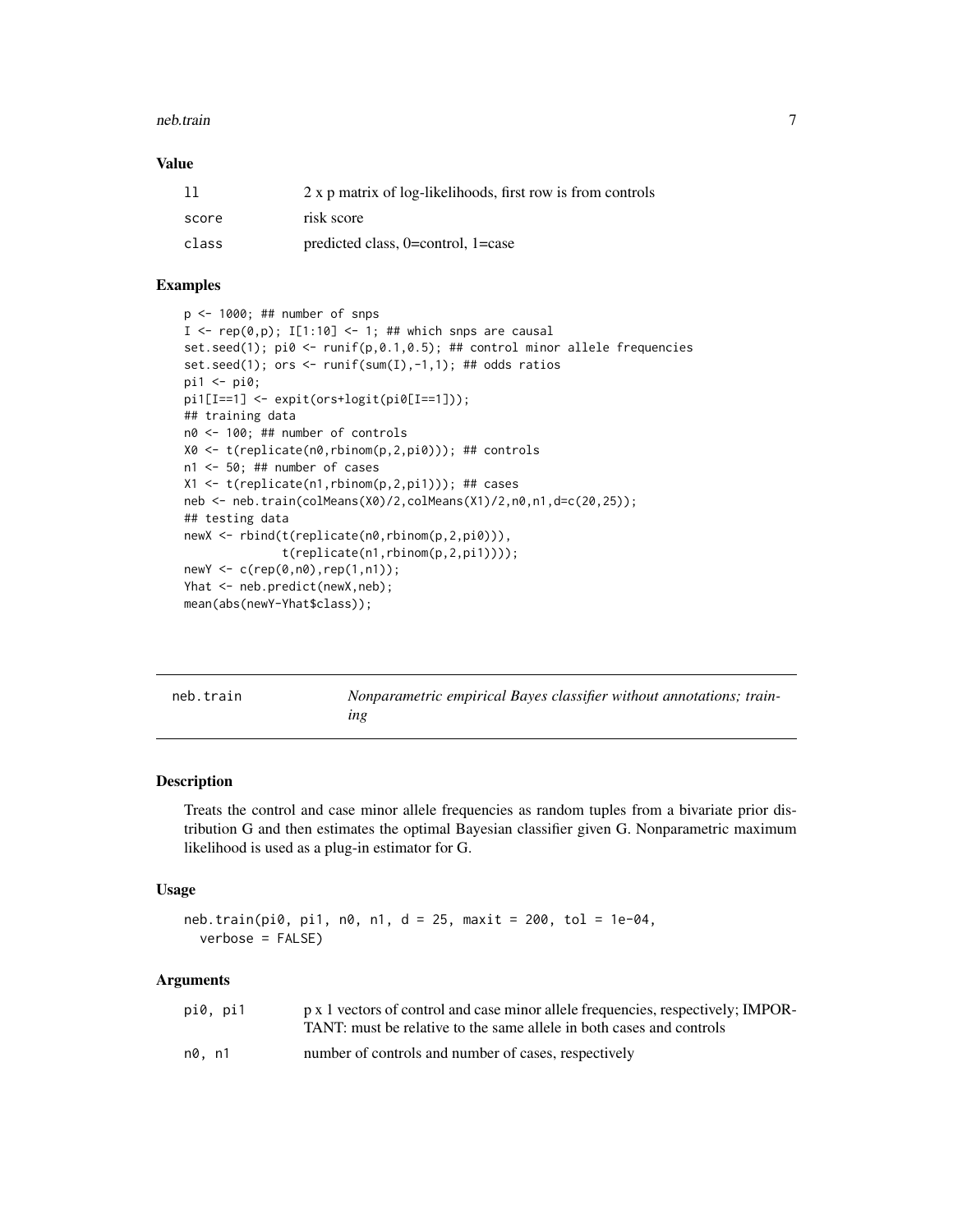### Value

| | |
|---|---|
| ll | 2 x p matrix of log-likelihoods, first row is from controls |
| score | risk score |
| class | predicted class, 0=control, 1=case |

### Examples

```
p <- 1000; ## number of snps
I <- rep(0,p); I[1:10] <- 1; ## which snps are causal
set.seed(1); pi0 <- runif(p,0.1,0.5); ## control minor allele frequencies
set.seed(1); ors <- runif(sum(I),-1,1); ## odds ratios
pi1 <- pi0;
pi1[I==1] <- expit(ors+logit(pi0[I==1]));
## training data
n0 <- 100; ## number of controls
X0 <- t(replicate(n0,rbinom(p,2,pi0))); ## controls
n1 <- 50; ## number of cases
X1 <- t(replicate(n1,rbinom(p,2,pi1))); ## cases
neb <- neb.train(colMeans(X0)/2,colMeans(X1)/2,n0,n1,d=c(20,25));
## testing data
newX <- rbind(t(replicate(n0,rbinom(p,2,pi0))),
              t(replicate(n1,rbinom(p,2,pi1))));
newY <- c(rep(0,n0),rep(1,n1));
Yhat <- neb.predict(newX,neb);
mean(abs(newY-Yhat$class));
```

---

## neb.train — *Nonparametric empirical Bayes classifier without annotations; training*

### Description

Treats the control and case minor allele frequencies as random tuples from a bivariate prior distribution G and then estimates the optimal Bayesian classifier given G. Nonparametric maximum likelihood is used as a plug-in estimator for G.

### Usage

```
neb.train(pi0, pi1, n0, n1, d = 25, maxit = 200, tol = 1e-04,
  verbose = FALSE)
```

### Arguments

| | |
|---|---|
| pi0, pi1 | p x 1 vectors of control and case minor allele frequencies, respectively; IMPORTANT: must be relative to the same allele in both cases and controls |
| n0, n1 | number of controls and number of cases, respectively |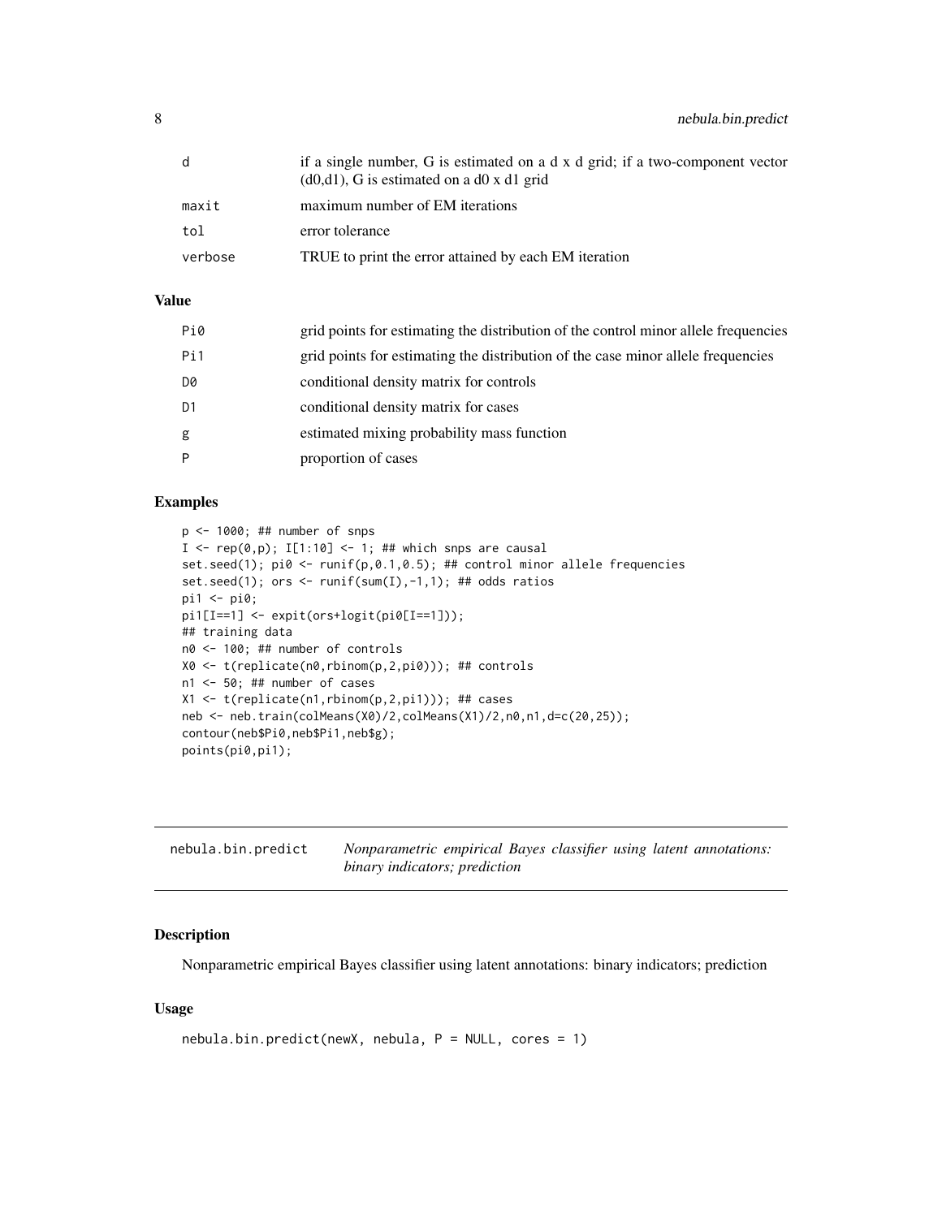| | |
|---|---|
| d | if a single number, G is estimated on a d x d grid; if a two-component vector (d0,d1), G is estimated on a d0 x d1 grid |
| maxit | maximum number of EM iterations |
| tol | error tolerance |
| verbose | TRUE to print the error attained by each EM iteration |

### Value

| | |
|---|---|
| Pi0 | grid points for estimating the distribution of the control minor allele frequencies |
| Pi1 | grid points for estimating the distribution of the case minor allele frequencies |
| D0 | conditional density matrix for controls |
| D1 | conditional density matrix for cases |
| g | estimated mixing probability mass function |
| P | proportion of cases |

### Examples

```
p <- 1000; ## number of snps
I <- rep(0,p); I[1:10] <- 1; ## which snps are causal
set.seed(1); pi0 <- runif(p,0.1,0.5); ## control minor allele frequencies
set.seed(1); ors <- runif(sum(I),-1,1); ## odds ratios
pi1 <- pi0;
pi1[I==1] <- expit(ors+logit(pi0[I==1]));
## training data
n0 <- 100; ## number of controls
X0 <- t(replicate(n0,rbinom(p,2,pi0))); ## controls
n1 <- 50; ## number of cases
X1 <- t(replicate(n1,rbinom(p,2,pi1))); ## cases
neb <- neb.train(colMeans(X0)/2,colMeans(X1)/2,n0,n1,d=c(20,25));
contour(neb$Pi0,neb$Pi1,neb$g);
points(pi0,pi1);
```

---

## nebula.bin.predict — *Nonparametric empirical Bayes classifier using latent annotations: binary indicators; prediction*

### Description

Nonparametric empirical Bayes classifier using latent annotations: binary indicators; prediction

### Usage

```
nebula.bin.predict(newX, nebula, P = NULL, cores = 1)
```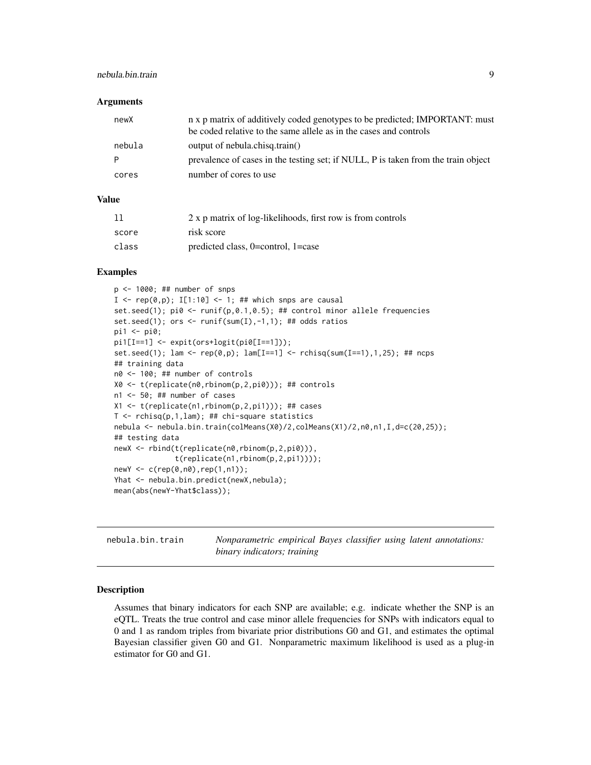### Arguments

| | |
|---|---|
| newX | n x p matrix of additively coded genotypes to be predicted; IMPORTANT: must be coded relative to the same allele as in the cases and controls |
| nebula | output of nebula.chisq.train() |
| P | prevalence of cases in the testing set; if NULL, P is taken from the train object |
| cores | number of cores to use |

### Value

| | |
|---|---|
| ll | 2 x p matrix of log-likelihoods, first row is from controls |
| score | risk score |
| class | predicted class, 0=control, 1=case |

### Examples

```
p <- 1000; ## number of snps
I <- rep(0,p); I[1:10] <- 1; ## which snps are causal
set.seed(1); pi0 <- runif(p,0.1,0.5); ## control minor allele frequencies
set.seed(1); ors <- runif(sum(I),-1,1); ## odds ratios
pi1 <- pi0;
pi1[I==1] <- expit(ors+logit(pi0[I==1]));
set.seed(1); lam <- rep(0,p); lam[I==1] <- rchisq(sum(I==1),1,25); ## ncps
## training data
n0 <- 100; ## number of controls
X0 <- t(replicate(n0,rbinom(p,2,pi0))); ## controls
n1 <- 50; ## number of cases
X1 <- t(replicate(n1,rbinom(p,2,pi1))); ## cases
T <- rchisq(p,1,lam); ## chi-square statistics
nebula <- nebula.bin.train(colMeans(X0)/2,colMeans(X1)/2,n0,n1,I,d=c(20,25));
## testing data
newX <- rbind(t(replicate(n0,rbinom(p,2,pi0))),
              t(replicate(n1,rbinom(p,2,pi1))));
newY <- c(rep(0,n0),rep(1,n1));
Yhat <- nebula.bin.predict(newX,nebula);
mean(abs(newY-Yhat$class));
```

---

## nebula.bin.train — *Nonparametric empirical Bayes classifier using latent annotations: binary indicators; training*

### Description

Assumes that binary indicators for each SNP are available; e.g. indicate whether the SNP is an eQTL. Treats the true control and case minor allele frequencies for SNPs with indicators equal to 0 and 1 as random triples from bivariate prior distributions G0 and G1, and estimates the optimal Bayesian classifier given G0 and G1. Nonparametric maximum likelihood is used as a plug-in estimator for G0 and G1.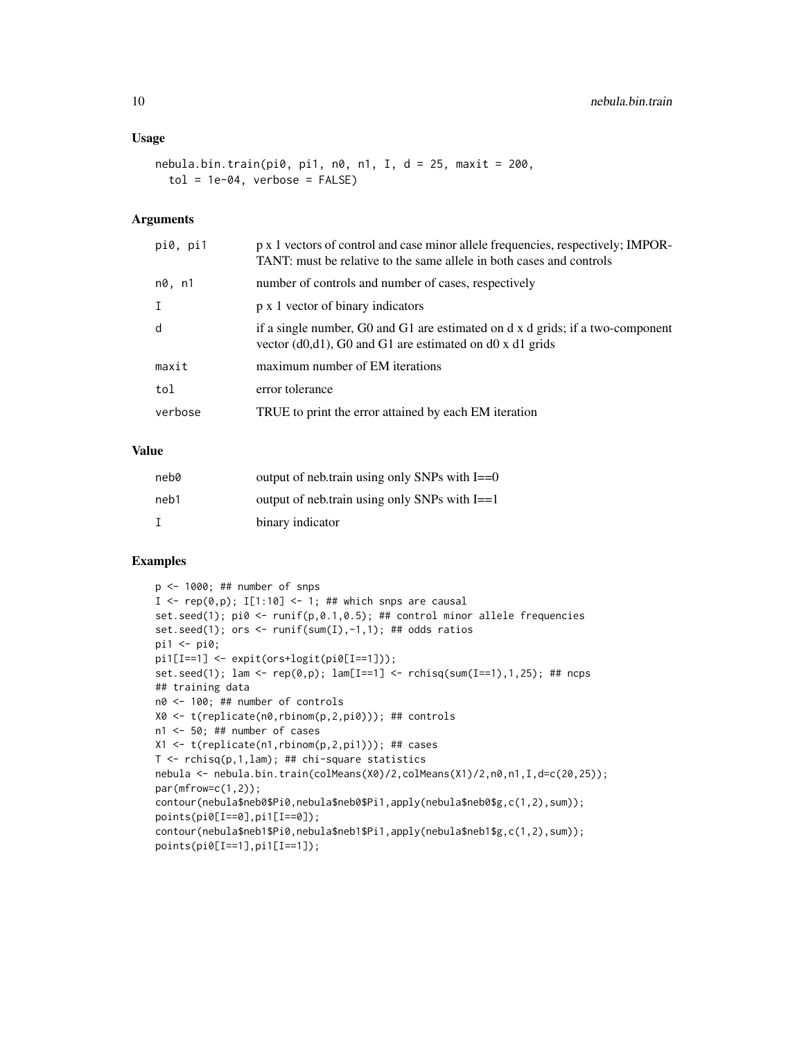### Usage

```
nebula.bin.train(pi0, pi1, n0, n1, I, d = 25, maxit = 200,
  tol = 1e-04, verbose = FALSE)
```

### Arguments

| | |
|---|---|
| pi0, pi1 | p x 1 vectors of control and case minor allele frequencies, respectively; IMPORTANT: must be relative to the same allele in both cases and controls |
| n0, n1 | number of controls and number of cases, respectively |
| I | p x 1 vector of binary indicators |
| d | if a single number, G0 and G1 are estimated on d x d grids; if a two-component vector (d0,d1), G0 and G1 are estimated on d0 x d1 grids |
| maxit | maximum number of EM iterations |
| tol | error tolerance |
| verbose | TRUE to print the error attained by each EM iteration |

### Value

| | |
|---|---|
| neb0 | output of neb.train using only SNPs with I==0 |
| neb1 | output of neb.train using only SNPs with I==1 |
| I | binary indicator |

### Examples

```
p <- 1000; ## number of snps
I <- rep(0,p); I[1:10] <- 1; ## which snps are causal
set.seed(1); pi0 <- runif(p,0.1,0.5); ## control minor allele frequencies
set.seed(1); ors <- runif(sum(I),-1,1); ## odds ratios
pi1 <- pi0;
pi1[I==1] <- expit(ors+logit(pi0[I==1]));
set.seed(1); lam <- rep(0,p); lam[I==1] <- rchisq(sum(I==1),1,25); ## ncps
## training data
n0 <- 100; ## number of controls
X0 <- t(replicate(n0,rbinom(p,2,pi0))); ## controls
n1 <- 50; ## number of cases
X1 <- t(replicate(n1,rbinom(p,2,pi1))); ## cases
T <- rchisq(p,1,lam); ## chi-square statistics
nebula <- nebula.bin.train(colMeans(X0)/2,colMeans(X1)/2,n0,n1,I,d=c(20,25));
par(mfrow=c(1,2));
contour(nebula$neb0$Pi0,nebula$neb0$Pi1,apply(nebula$neb0$g,c(1,2),sum));
points(pi0[I==0],pi1[I==0]);
contour(nebula$neb1$Pi0,nebula$neb1$Pi1,apply(nebula$neb1$g,c(1,2),sum));
points(pi0[I==1],pi1[I==1]);
```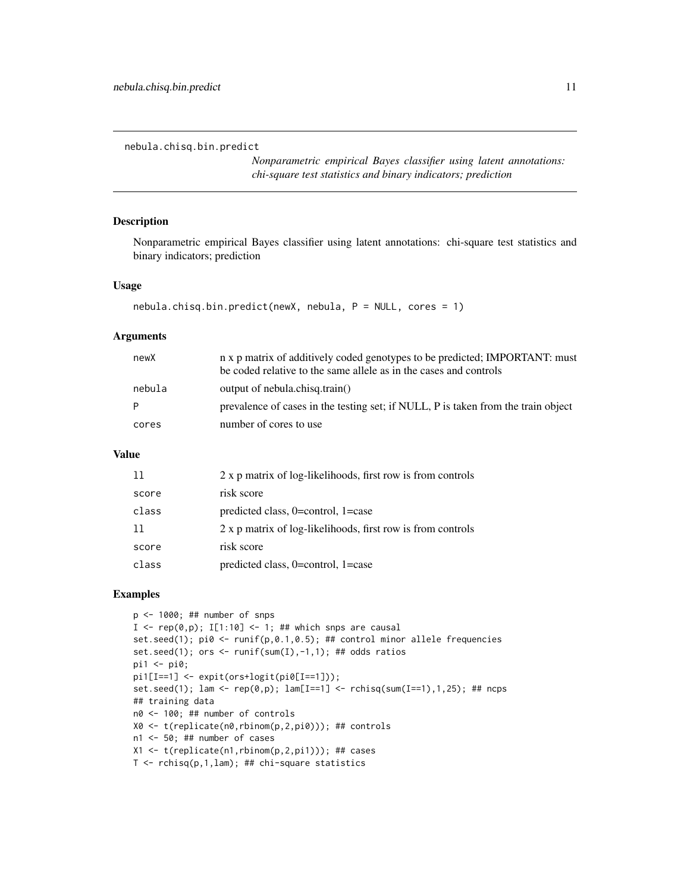## nebula.chisq.bin.predict

*Nonparametric empirical Bayes classifier using latent annotations: chi-square test statistics and binary indicators; prediction*

### Description

Nonparametric empirical Bayes classifier using latent annotations: chi-square test statistics and binary indicators; prediction

### Usage

```
nebula.chisq.bin.predict(newX, nebula, P = NULL, cores = 1)
```

### Arguments

| | |
|---|---|
| `newX` | n x p matrix of additively coded genotypes to be predicted; IMPORTANT: must be coded relative to the same allele as in the cases and controls |
| `nebula` | output of nebula.chisq.train() |
| `P` | prevalence of cases in the testing set; if NULL, P is taken from the train object |
| `cores` | number of cores to use |

### Value

| | |
|---|---|
| `ll` | 2 x p matrix of log-likelihoods, first row is from controls |
| `score` | risk score |
| `class` | predicted class, 0=control, 1=case |
| `ll` | 2 x p matrix of log-likelihoods, first row is from controls |
| `score` | risk score |
| `class` | predicted class, 0=control, 1=case |

### Examples

```
p <- 1000; ## number of snps
I <- rep(0,p); I[1:10] <- 1; ## which snps are causal
set.seed(1); pi0 <- runif(p,0.1,0.5); ## control minor allele frequencies
set.seed(1); ors <- runif(sum(I),-1,1); ## odds ratios
pi1 <- pi0;
pi1[I==1] <- expit(ors+logit(pi0[I==1]));
set.seed(1); lam <- rep(0,p); lam[I==1] <- rchisq(sum(I==1),1,25); ## ncps
## training data
n0 <- 100; ## number of controls
X0 <- t(replicate(n0,rbinom(p,2,pi0))); ## controls
n1 <- 50; ## number of cases
X1 <- t(replicate(n1,rbinom(p,2,pi1))); ## cases
T <- rchisq(p,1,lam); ## chi-square statistics
```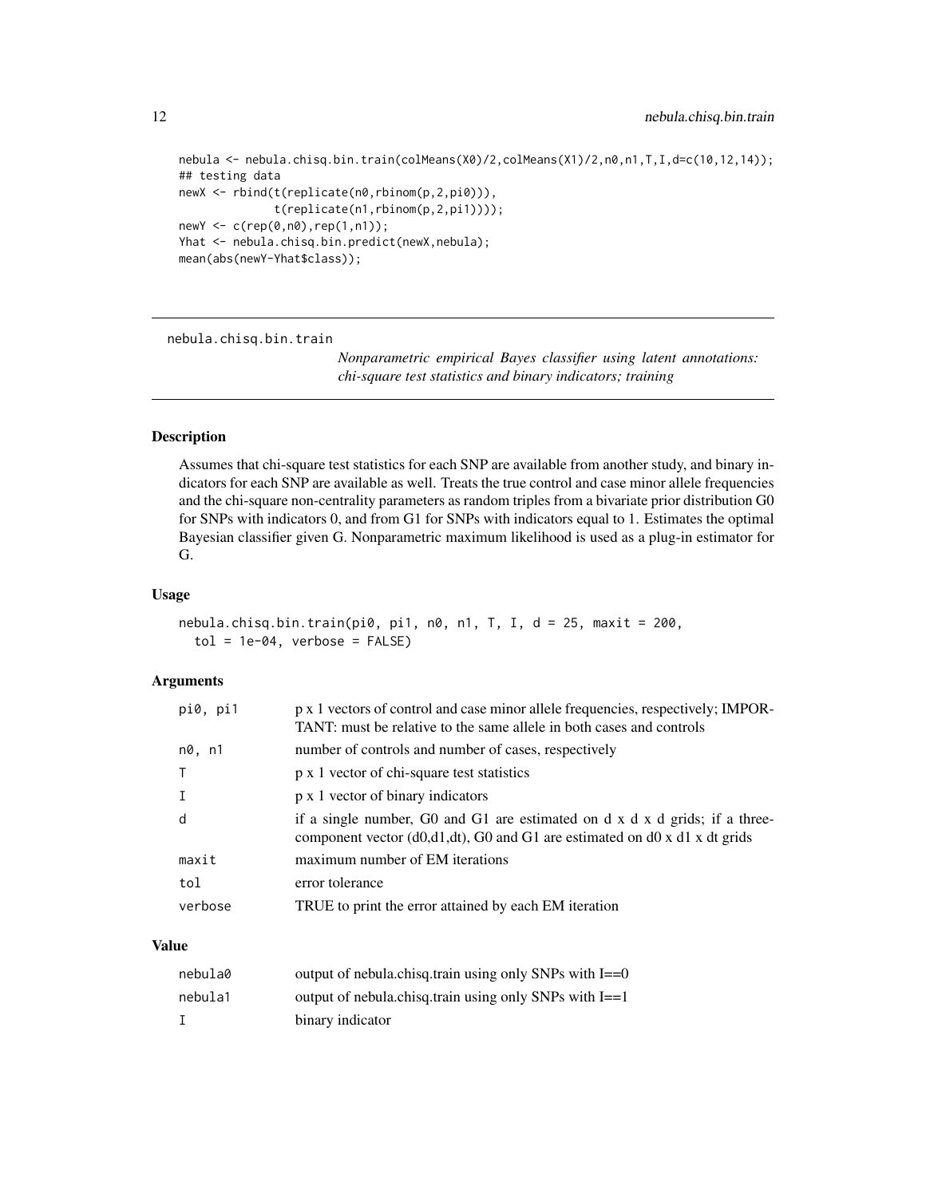```
nebula <- nebula.chisq.bin.train(colMeans(X0)/2,colMeans(X1)/2,n0,n1,T,I,d=c(10,12,14));
## testing data
newX <- rbind(t(replicate(n0,rbinom(p,2,pi0))),
              t(replicate(n1,rbinom(p,2,pi1))));
newY <- c(rep(0,n0),rep(1,n1));
Yhat <- nebula.chisq.bin.predict(newX,nebula);
mean(abs(newY-Yhat$class));
```

---

## nebula.chisq.bin.train

*Nonparametric empirical Bayes classifier using latent annotations: chi-square test statistics and binary indicators; training*

---

### Description

Assumes that chi-square test statistics for each SNP are available from another study, and binary indicators for each SNP are available as well. Treats the true control and case minor allele frequencies and the chi-square non-centrality parameters as random triples from a bivariate prior distribution G0 for SNPs with indicators 0, and from G1 for SNPs with indicators equal to 1. Estimates the optimal Bayesian classifier given G. Nonparametric maximum likelihood is used as a plug-in estimator for G.

### Usage

```
nebula.chisq.bin.train(pi0, pi1, n0, n1, T, I, d = 25, maxit = 200,
  tol = 1e-04, verbose = FALSE)
```

### Arguments

| | |
|---|---|
| `pi0, pi1` | p x 1 vectors of control and case minor allele frequencies, respectively; IMPORTANT: must be relative to the same allele in both cases and controls |
| `n0, n1` | number of controls and number of cases, respectively |
| `T` | p x 1 vector of chi-square test statistics |
| `I` | p x 1 vector of binary indicators |
| `d` | if a single number, G0 and G1 are estimated on d x d x d grids; if a three-component vector (d0,d1,dt), G0 and G1 are estimated on d0 x d1 x dt grids |
| `maxit` | maximum number of EM iterations |
| `tol` | error tolerance |
| `verbose` | TRUE to print the error attained by each EM iteration |

### Value

| | |
|---|---|
| `nebula0` | output of nebula.chisq.train using only SNPs with I==0 |
| `nebula1` | output of nebula.chisq.train using only SNPs with I==1 |
| `I` | binary indicator |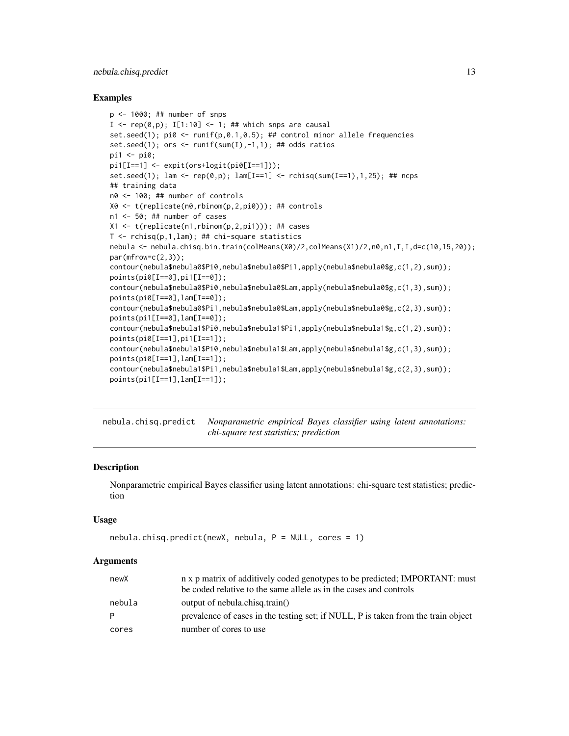## Examples

```
p <- 1000; ## number of snps
I <- rep(0,p); I[1:10] <- 1; ## which snps are causal
set.seed(1); pi0 <- runif(p,0.1,0.5); ## control minor allele frequencies
set.seed(1); ors <- runif(sum(I),-1,1); ## odds ratios
pi1 <- pi0;
pi1[I==1] <- expit(ors+logit(pi0[I==1]));
set.seed(1); lam <- rep(0,p); lam[I==1] <- rchisq(sum(I==1),1,25); ## ncps
## training data
n0 <- 100; ## number of controls
X0 <- t(replicate(n0,rbinom(p,2,pi0))); ## controls
n1 <- 50; ## number of cases
X1 <- t(replicate(n1,rbinom(p,2,pi1))); ## cases
T <- rchisq(p,1,lam); ## chi-square statistics
nebula <- nebula.chisq.bin.train(colMeans(X0)/2,colMeans(X1)/2,n0,n1,T,I,d=c(10,15,20));
par(mfrow=c(2,3));
contour(nebula$nebula0$Pi0,nebula$nebula0$Pi1,apply(nebula$nebula0$g,c(1,2),sum));
points(pi0[I==0],pi1[I==0]);
contour(nebula$nebula0$Pi0,nebula$nebula0$Lam,apply(nebula$nebula0$g,c(1,3),sum));
points(pi0[I==0],lam[I==0]);
contour(nebula$nebula0$Pi1,nebula$nebula0$Lam,apply(nebula$nebula0$g,c(2,3),sum));
points(pi1[I==0],lam[I==0]);
contour(nebula$nebula1$Pi0,nebula$nebula1$Pi1,apply(nebula$nebula1$g,c(1,2),sum));
points(pi0[I==1],pi1[I==1]);
contour(nebula$nebula1$Pi0,nebula$nebula1$Lam,apply(nebula$nebula1$g,c(1,3),sum));
points(pi0[I==1],lam[I==1]);
contour(nebula$nebula1$Pi1,nebula$nebula1$Lam,apply(nebula$nebula1$g,c(2,3),sum));
points(pi1[I==1],lam[I==1]);
```

---

nebula.chisq.predict *Nonparametric empirical Bayes classifier using latent annotations: chi-square test statistics; prediction*

---

## Description

Nonparametric empirical Bayes classifier using latent annotations: chi-square test statistics; prediction

## Usage

```
nebula.chisq.predict(newX, nebula, P = NULL, cores = 1)
```

## Arguments

| | |
|---|---|
| newX | n x p matrix of additively coded genotypes to be predicted; IMPORTANT: must be coded relative to the same allele as in the cases and controls |
| nebula | output of nebula.chisq.train() |
| P | prevalence of cases in the testing set; if NULL, P is taken from the train object |
| cores | number of cores to use |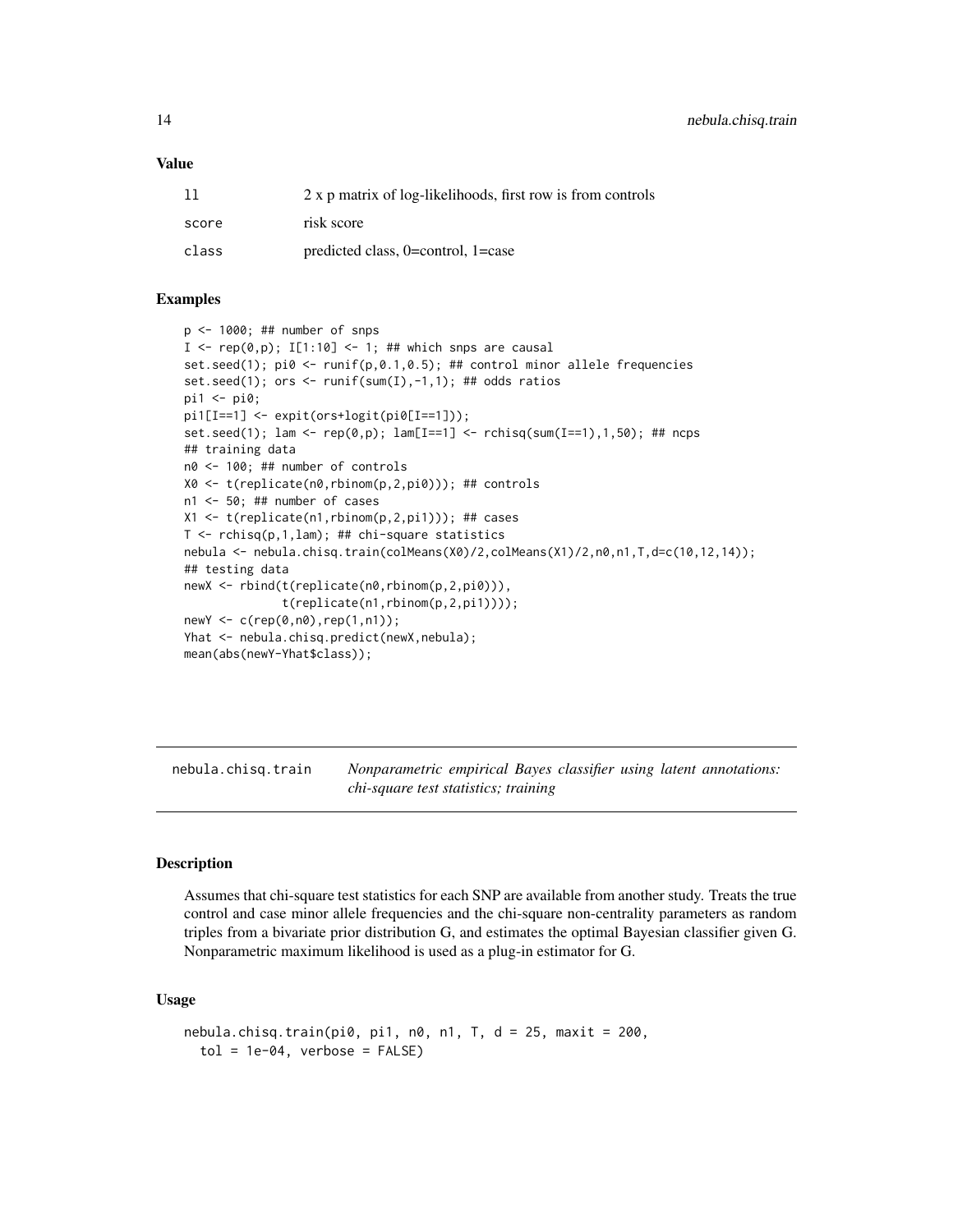### Value

| | |
|---|---|
| ll | 2 x p matrix of log-likelihoods, first row is from controls |
| score | risk score |
| class | predicted class, 0=control, 1=case |

### Examples

```
p <- 1000; ## number of snps
I <- rep(0,p); I[1:10] <- 1; ## which snps are causal
set.seed(1); pi0 <- runif(p,0.1,0.5); ## control minor allele frequencies
set.seed(1); ors <- runif(sum(I),-1,1); ## odds ratios
pi1 <- pi0;
pi1[I==1] <- expit(ors+logit(pi0[I==1]));
set.seed(1); lam <- rep(0,p); lam[I==1] <- rchisq(sum(I==1),1,50); ## ncps
## training data
n0 <- 100; ## number of controls
X0 <- t(replicate(n0,rbinom(p,2,pi0))); ## controls
n1 <- 50; ## number of cases
X1 <- t(replicate(n1,rbinom(p,2,pi1))); ## cases
T <- rchisq(p,1,lam); ## chi-square statistics
nebula <- nebula.chisq.train(colMeans(X0)/2,colMeans(X1)/2,n0,n1,T,d=c(10,12,14));
## testing data
newX <- rbind(t(replicate(n0,rbinom(p,2,pi0))),
              t(replicate(n1,rbinom(p,2,pi1))));
newY <- c(rep(0,n0),rep(1,n1));
Yhat <- nebula.chisq.predict(newX,nebula);
mean(abs(newY-Yhat$class));
```

## nebula.chisq.train — *Nonparametric empirical Bayes classifier using latent annotations: chi-square test statistics; training*

### Description

Assumes that chi-square test statistics for each SNP are available from another study. Treats the true control and case minor allele frequencies and the chi-square non-centrality parameters as random triples from a bivariate prior distribution G, and estimates the optimal Bayesian classifier given G. Nonparametric maximum likelihood is used as a plug-in estimator for G.

### Usage

```
nebula.chisq.train(pi0, pi1, n0, n1, T, d = 25, maxit = 200,
  tol = 1e-04, verbose = FALSE)
```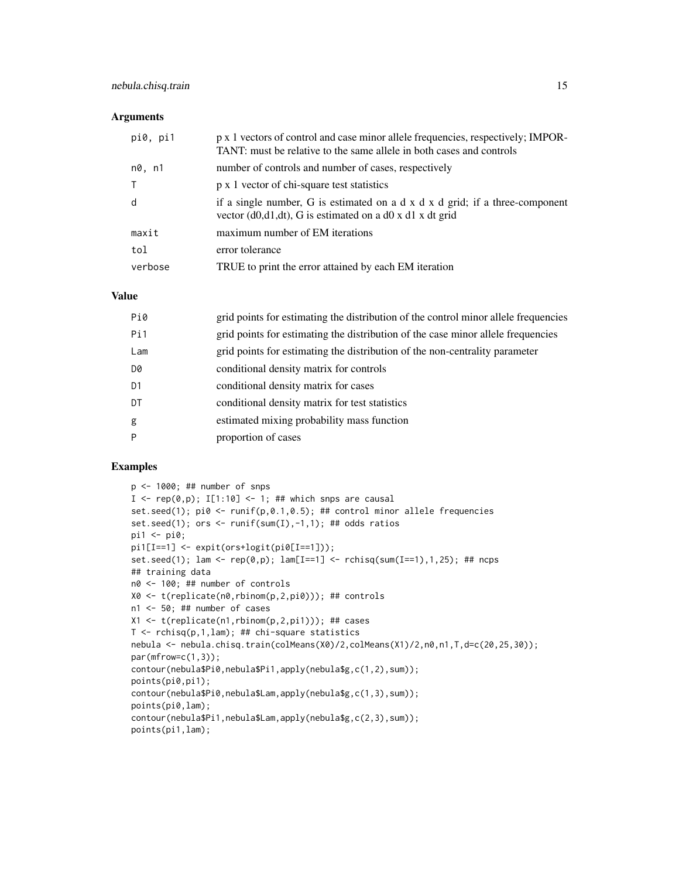## Arguments

| | |
|---|---|
| pi0, pi1 | p x 1 vectors of control and case minor allele frequencies, respectively; IMPORTANT: must be relative to the same allele in both cases and controls |
| n0, n1 | number of controls and number of cases, respectively |
| T | p x 1 vector of chi-square test statistics |
| d | if a single number, G is estimated on a d x d x d grid; if a three-component vector (d0,d1,dt), G is estimated on a d0 x d1 x dt grid |
| maxit | maximum number of EM iterations |
| tol | error tolerance |
| verbose | TRUE to print the error attained by each EM iteration |

## Value

| | |
|---|---|
| Pi0 | grid points for estimating the distribution of the control minor allele frequencies |
| Pi1 | grid points for estimating the distribution of the case minor allele frequencies |
| Lam | grid points for estimating the distribution of the non-centrality parameter |
| D0 | conditional density matrix for controls |
| D1 | conditional density matrix for cases |
| DT | conditional density matrix for test statistics |
| g | estimated mixing probability mass function |
| P | proportion of cases |

## Examples

```
p <- 1000; ## number of snps
I <- rep(0,p); I[1:10] <- 1; ## which snps are causal
set.seed(1); pi0 <- runif(p,0.1,0.5); ## control minor allele frequencies
set.seed(1); ors <- runif(sum(I),-1,1); ## odds ratios
pi1 <- pi0;
pi1[I==1] <- expit(ors+logit(pi0[I==1]));
set.seed(1); lam <- rep(0,p); lam[I==1] <- rchisq(sum(I==1),1,25); ## ncps
## training data
n0 <- 100; ## number of controls
X0 <- t(replicate(n0,rbinom(p,2,pi0))); ## controls
n1 <- 50; ## number of cases
X1 <- t(replicate(n1,rbinom(p,2,pi1))); ## cases
T <- rchisq(p,1,lam); ## chi-square statistics
nebula <- nebula.chisq.train(colMeans(X0)/2,colMeans(X1)/2,n0,n1,T,d=c(20,25,30));
par(mfrow=c(1,3));
contour(nebula$Pi0,nebula$Pi1,apply(nebula$g,c(1,2),sum));
points(pi0,pi1);
contour(nebula$Pi0,nebula$Lam,apply(nebula$g,c(1,3),sum));
points(pi0,lam);
contour(nebula$Pi1,nebula$Lam,apply(nebula$g,c(2,3),sum));
points(pi1,lam);
```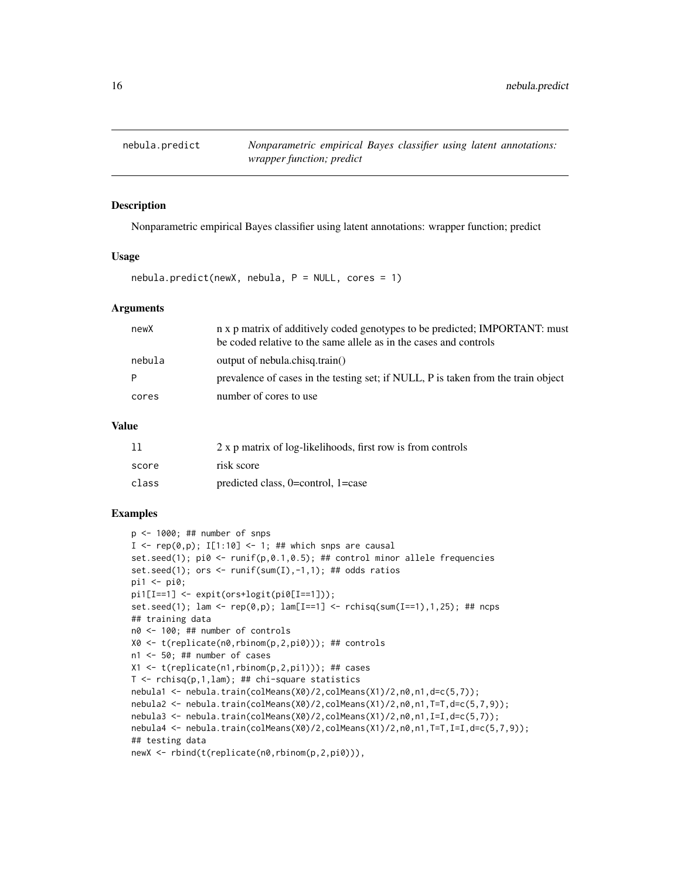## nebula.predict — *Nonparametric empirical Bayes classifier using latent annotations: wrapper function; predict*

### Description

Nonparametric empirical Bayes classifier using latent annotations: wrapper function; predict

### Usage

```
nebula.predict(newX, nebula, P = NULL, cores = 1)
```

### Arguments

| | |
|---|---|
| newX | n x p matrix of additively coded genotypes to be predicted; IMPORTANT: must be coded relative to the same allele as in the cases and controls |
| nebula | output of nebula.chisq.train() |
| P | prevalence of cases in the testing set; if NULL, P is taken from the train object |
| cores | number of cores to use |

### Value

| | |
|---|---|
| ll | 2 x p matrix of log-likelihoods, first row is from controls |
| score | risk score |
| class | predicted class, 0=control, 1=case |

### Examples

```
p <- 1000; ## number of snps
I <- rep(0,p); I[1:10] <- 1; ## which snps are causal
set.seed(1); pi0 <- runif(p,0.1,0.5); ## control minor allele frequencies
set.seed(1); ors <- runif(sum(I),-1,1); ## odds ratios
pi1 <- pi0;
pi1[I==1] <- expit(ors+logit(pi0[I==1]));
set.seed(1); lam <- rep(0,p); lam[I==1] <- rchisq(sum(I==1),1,25); ## ncps
## training data
n0 <- 100; ## number of controls
X0 <- t(replicate(n0,rbinom(p,2,pi0))); ## controls
n1 <- 50; ## number of cases
X1 <- t(replicate(n1,rbinom(p,2,pi1))); ## cases
T <- rchisq(p,1,lam); ## chi-square statistics
nebula1 <- nebula.train(colMeans(X0)/2,colMeans(X1)/2,n0,n1,d=c(5,7));
nebula2 <- nebula.train(colMeans(X0)/2,colMeans(X1)/2,n0,n1,T=T,d=c(5,7,9));
nebula3 <- nebula.train(colMeans(X0)/2,colMeans(X1)/2,n0,n1,I=I,d=c(5,7));
nebula4 <- nebula.train(colMeans(X0)/2,colMeans(X1)/2,n0,n1,T=T,I=I,d=c(5,7,9));
## testing data
newX <- rbind(t(replicate(n0,rbinom(p,2,pi0))),
```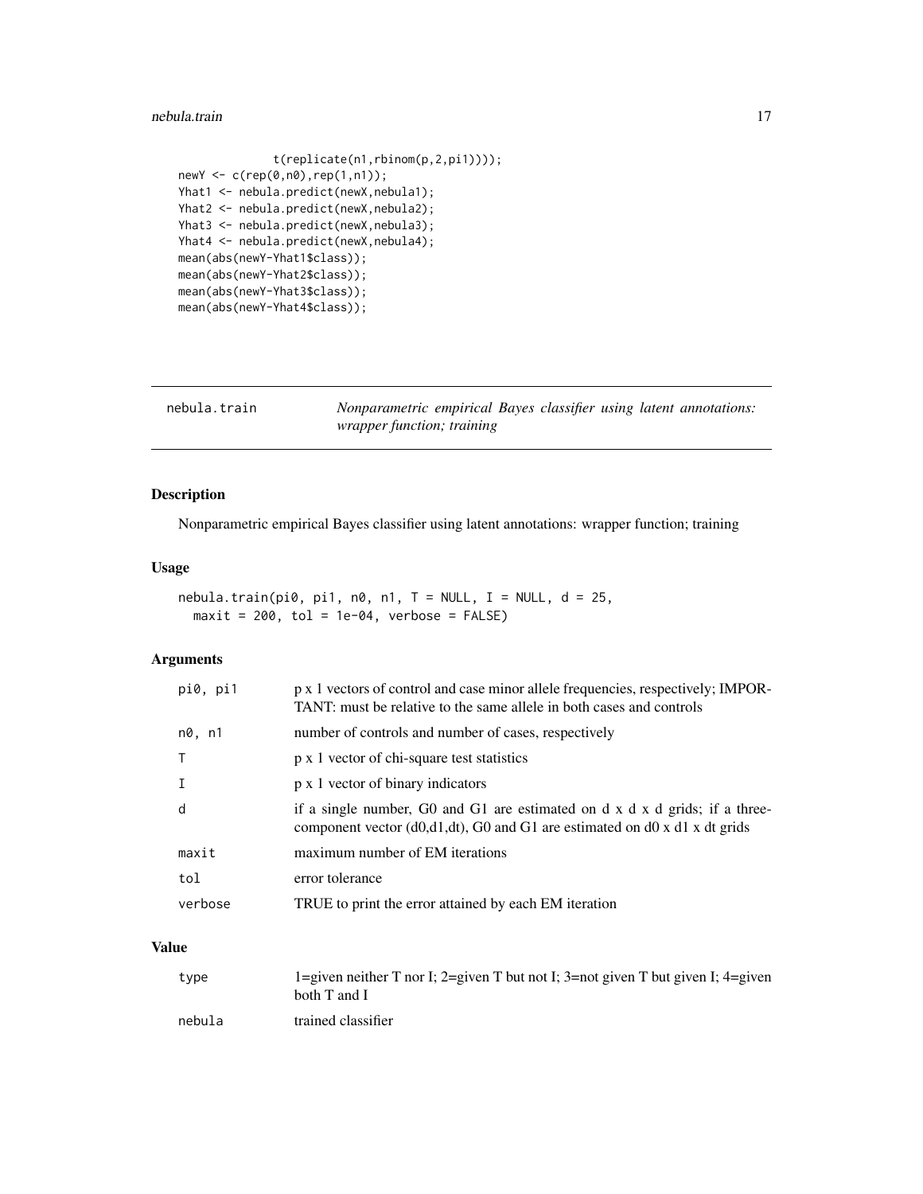```
              t(replicate(n1,rbinom(p,2,pi1))));
newY <- c(rep(0,n0),rep(1,n1));
Yhat1 <- nebula.predict(newX,nebula1);
Yhat2 <- nebula.predict(newX,nebula2);
Yhat3 <- nebula.predict(newX,nebula3);
Yhat4 <- nebula.predict(newX,nebula4);
mean(abs(newY-Yhat1$class));
mean(abs(newY-Yhat2$class));
mean(abs(newY-Yhat3$class));
mean(abs(newY-Yhat4$class));
```

---

## nebula.train — *Nonparametric empirical Bayes classifier using latent annotations: wrapper function; training*

### Description

Nonparametric empirical Bayes classifier using latent annotations: wrapper function; training

### Usage

```
nebula.train(pi0, pi1, n0, n1, T = NULL, I = NULL, d = 25,
  maxit = 200, tol = 1e-04, verbose = FALSE)
```

### Arguments

| | |
|---|---|
| pi0, pi1 | p x 1 vectors of control and case minor allele frequencies, respectively; IMPORTANT: must be relative to the same allele in both cases and controls |
| n0, n1 | number of controls and number of cases, respectively |
| T | p x 1 vector of chi-square test statistics |
| I | p x 1 vector of binary indicators |
| d | if a single number, G0 and G1 are estimated on d x d x d grids; if a three-component vector (d0,d1,dt), G0 and G1 are estimated on d0 x d1 x dt grids |
| maxit | maximum number of EM iterations |
| tol | error tolerance |
| verbose | TRUE to print the error attained by each EM iteration |

### Value

| | |
|---|---|
| type | 1=given neither T nor I; 2=given T but not I; 3=not given T but given I; 4=given both T and I |
| nebula | trained classifier |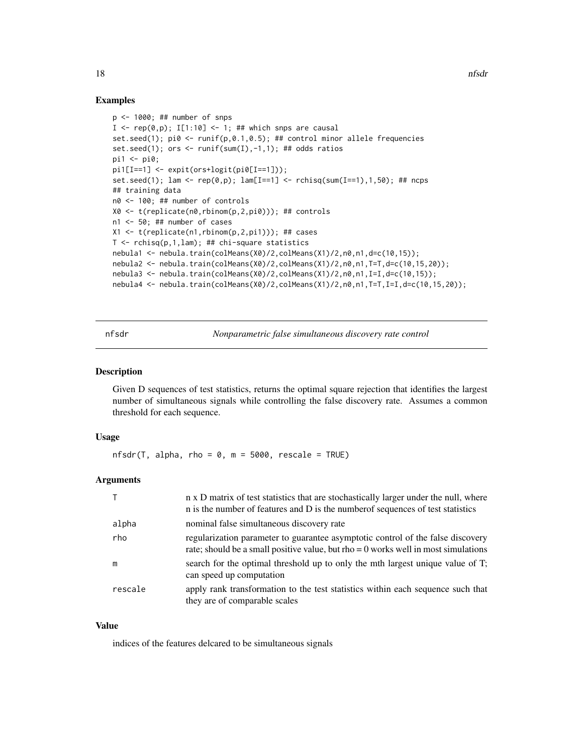## Examples

```
p <- 1000; ## number of snps
I <- rep(0,p); I[1:10] <- 1; ## which snps are causal
set.seed(1); pi0 <- runif(p,0.1,0.5); ## control minor allele frequencies
set.seed(1); ors <- runif(sum(I),-1,1); ## odds ratios
pi1 <- pi0;
pi1[I==1] <- expit(ors+logit(pi0[I==1]));
set.seed(1); lam <- rep(0,p); lam[I==1] <- rchisq(sum(I==1),1,50); ## ncps
## training data
n0 <- 100; ## number of controls
X0 <- t(replicate(n0,rbinom(p,2,pi0))); ## controls
n1 <- 50; ## number of cases
X1 <- t(replicate(n1,rbinom(p,2,pi1))); ## cases
T <- rchisq(p,1,lam); ## chi-square statistics
nebula1 <- nebula.train(colMeans(X0)/2,colMeans(X1)/2,n0,n1,d=c(10,15));
nebula2 <- nebula.train(colMeans(X0)/2,colMeans(X1)/2,n0,n1,T=T,d=c(10,15,20));
nebula3 <- nebula.train(colMeans(X0)/2,colMeans(X1)/2,n0,n1,I=I,d=c(10,15));
nebula4 <- nebula.train(colMeans(X0)/2,colMeans(X1)/2,n0,n1,T=T,I=I,d=c(10,15,20));
```

---

# nfsdr — *Nonparametric false simultaneous discovery rate control*

## Description

Given D sequences of test statistics, returns the optimal square rejection that identifies the largest number of simultaneous signals while controlling the false discovery rate. Assumes a common threshold for each sequence.

## Usage

```
nfsdr(T, alpha, rho = 0, m = 5000, rescale = TRUE)
```

## Arguments

| | |
|---|---|
| T | n x D matrix of test statistics that are stochastically larger under the null, where n is the number of features and D is the numberof sequences of test statistics |
| alpha | nominal false simultaneous discovery rate |
| rho | regularization parameter to guarantee asymptotic control of the false discovery rate; should be a small positive value, but rho = 0 works well in most simulations |
| m | search for the optimal threshold up to only the mth largest unique value of T; can speed up computation |
| rescale | apply rank transformation to the test statistics within each sequence such that they are of comparable scales |

## Value

indices of the features delcared to be simultaneous signals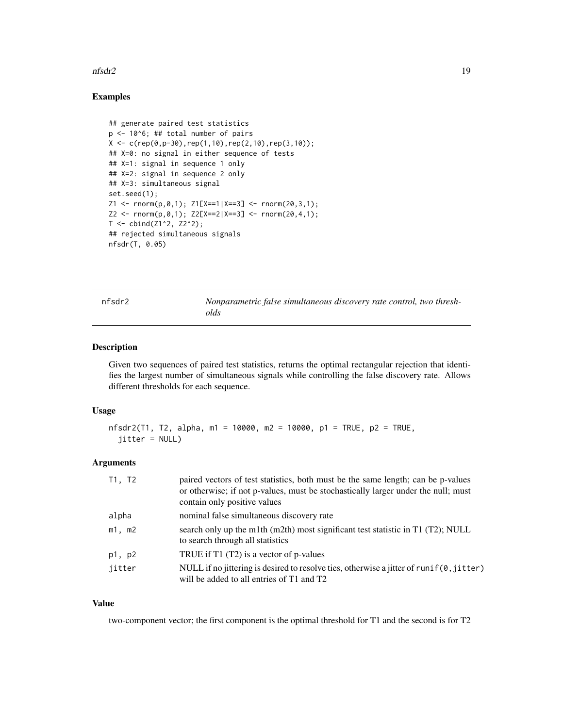## Examples

```
## generate paired test statistics
p <- 10^6; ## total number of pairs
X <- c(rep(0,p-30),rep(1,10),rep(2,10),rep(3,10));
## X=0: no signal in either sequence of tests
## X=1: signal in sequence 1 only
## X=2: signal in sequence 2 only
## X=3: simultaneous signal
set.seed(1);
Z1 <- rnorm(p,0,1); Z1[X==1|X==3] <- rnorm(20,3,1);
Z2 <- rnorm(p,0,1); Z2[X==2|X==3] <- rnorm(20,4,1);
T <- cbind(Z1^2, Z2^2);
## rejected simultaneous signals
nfsdr(T, 0.05)
```

---

# nfsdr2 — *Nonparametric false simultaneous discovery rate control, two thresholds*

## Description

Given two sequences of paired test statistics, returns the optimal rectangular rejection that identifies the largest number of simultaneous signals while controlling the false discovery rate. Allows different thresholds for each sequence.

## Usage

```
nfsdr2(T1, T2, alpha, m1 = 10000, m2 = 10000, p1 = TRUE, p2 = TRUE,
  jitter = NULL)
```

## Arguments

| | |
|---|---|
| `T1, T2` | paired vectors of test statistics, both must be the same length; can be p-values or otherwise; if not p-values, must be stochastically larger under the null; must contain only positive values |
| `alpha` | nominal false simultaneous discovery rate |
| `m1, m2` | search only up the m1th (m2th) most significant test statistic in T1 (T2); NULL to search through all statistics |
| `p1, p2` | TRUE if T1 (T2) is a vector of p-values |
| `jitter` | NULL if no jittering is desired to resolve ties, otherwise a jitter of `runif(0,jitter)` will be added to all entries of T1 and T2 |

## Value

two-component vector; the first component is the optimal threshold for T1 and the second is for T2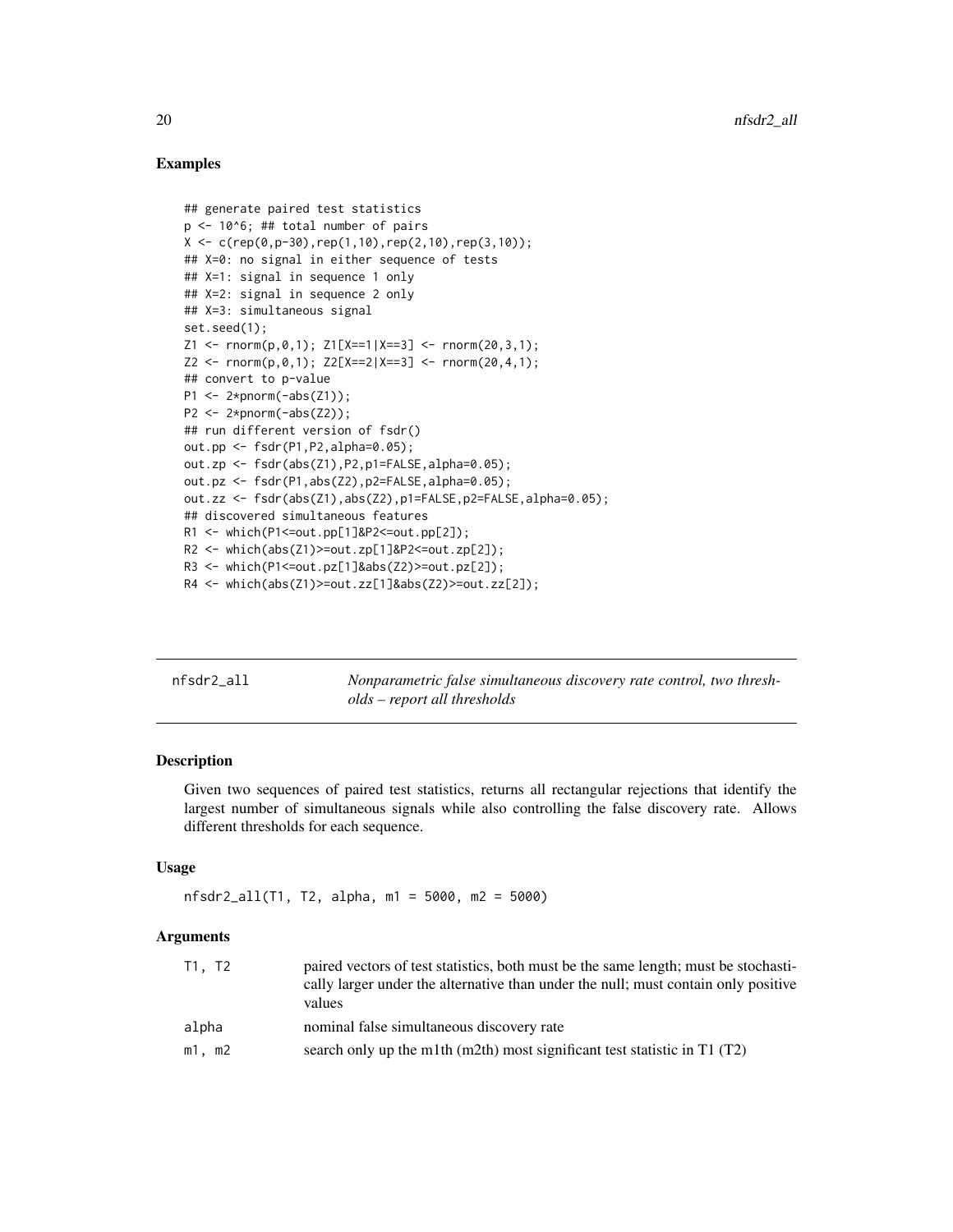## Examples

```
## generate paired test statistics
p <- 10^6; ## total number of pairs
X <- c(rep(0,p-30),rep(1,10),rep(2,10),rep(3,10));
## X=0: no signal in either sequence of tests
## X=1: signal in sequence 1 only
## X=2: signal in sequence 2 only
## X=3: simultaneous signal
set.seed(1);
Z1 <- rnorm(p,0,1); Z1[X==1|X==3] <- rnorm(20,3,1);
Z2 <- rnorm(p,0,1); Z2[X==2|X==3] <- rnorm(20,4,1);
## convert to p-value
P1 <- 2*pnorm(-abs(Z1));
P2 <- 2*pnorm(-abs(Z2));
## run different version of fsdr()
out.pp <- fsdr(P1,P2,alpha=0.05);
out.zp <- fsdr(abs(Z1),P2,p1=FALSE,alpha=0.05);
out.pz <- fsdr(P1,abs(Z2),p2=FALSE,alpha=0.05);
out.zz <- fsdr(abs(Z1),abs(Z2),p1=FALSE,p2=FALSE,alpha=0.05);
## discovered simultaneous features
R1 <- which(P1<=out.pp[1]&P2<=out.pp[2]);
R2 <- which(abs(Z1)>=out.zp[1]&P2<=out.zp[2]);
R3 <- which(P1<=out.pz[1]&abs(Z2)>=out.pz[2]);
R4 <- which(abs(Z1)>=out.zz[1]&abs(Z2)>=out.zz[2]);
```

---

# nfsdr2_all — *Nonparametric false simultaneous discovery rate control, two thresholds – report all thresholds*

## Description

Given two sequences of paired test statistics, returns all rectangular rejections that identify the largest number of simultaneous signals while also controlling the false discovery rate. Allows different thresholds for each sequence.

## Usage

```
nfsdr2_all(T1, T2, alpha, m1 = 5000, m2 = 5000)
```

## Arguments

| | |
|---|---|
| T1, T2 | paired vectors of test statistics, both must be the same length; must be stochastically larger under the alternative than under the null; must contain only positive values |
| alpha | nominal false simultaneous discovery rate |
| m1, m2 | search only up the m1th (m2th) most significant test statistic in T1 (T2) |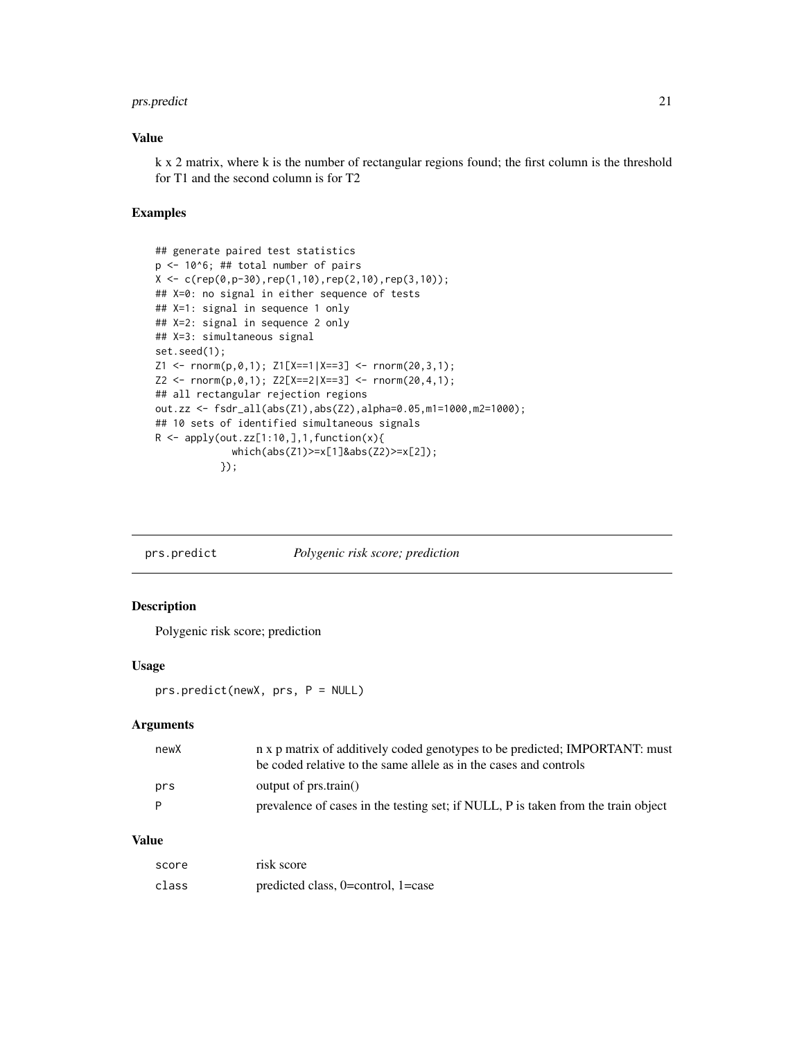### Value

k x 2 matrix, where k is the number of rectangular regions found; the first column is the threshold for T1 and the second column is for T2

### Examples

```
## generate paired test statistics
p <- 10^6; ## total number of pairs
X <- c(rep(0,p-30),rep(1,10),rep(2,10),rep(3,10));
## X=0: no signal in either sequence of tests
## X=1: signal in sequence 1 only
## X=2: signal in sequence 2 only
## X=3: simultaneous signal
set.seed(1);
Z1 <- rnorm(p,0,1); Z1[X==1|X==3] <- rnorm(20,3,1);
Z2 <- rnorm(p,0,1); Z2[X==2|X==3] <- rnorm(20,4,1);
## all rectangular rejection regions
out.zz <- fsdr_all(abs(Z1),abs(Z2),alpha=0.05,m1=1000,m2=1000);
## 10 sets of identified simultaneous signals
R <- apply(out.zz[1:10,],1,function(x){
            which(abs(Z1)>=x[1]&abs(Z2)>=x[2]);
          });
```

---

## prs.predict *Polygenic risk score; prediction*

### Description

Polygenic risk score; prediction

### Usage

```
prs.predict(newX, prs, P = NULL)
```

### Arguments

| | |
|---|---|
| newX | n x p matrix of additively coded genotypes to be predicted; IMPORTANT: must be coded relative to the same allele as in the cases and controls |
| prs | output of prs.train() |
| P | prevalence of cases in the testing set; if NULL, P is taken from the train object |

### Value

| | |
|---|---|
| score | risk score |
| class | predicted class, 0=control, 1=case |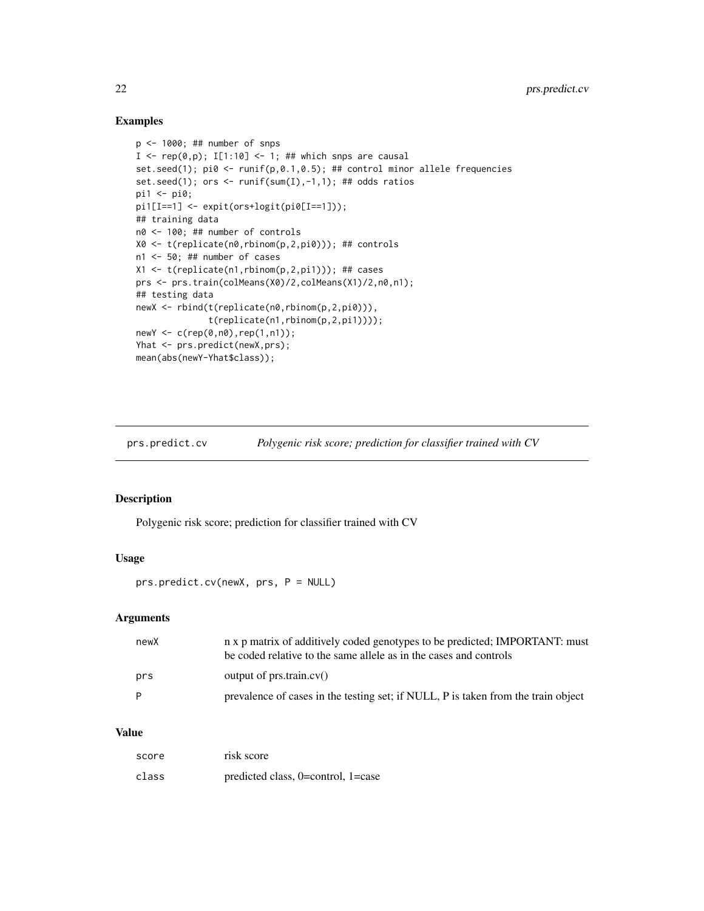## Examples

```
p <- 1000; ## number of snps
I <- rep(0,p); I[1:10] <- 1; ## which snps are causal
set.seed(1); pi0 <- runif(p,0.1,0.5); ## control minor allele frequencies
set.seed(1); ors <- runif(sum(I),-1,1); ## odds ratios
pi1 <- pi0;
pi1[I==1] <- expit(ors+logit(pi0[I==1]));
## training data
n0 <- 100; ## number of controls
X0 <- t(replicate(n0,rbinom(p,2,pi0))); ## controls
n1 <- 50; ## number of cases
X1 <- t(replicate(n1,rbinom(p,2,pi1))); ## cases
prs <- prs.train(colMeans(X0)/2,colMeans(X1)/2,n0,n1);
## testing data
newX <- rbind(t(replicate(n0,rbinom(p,2,pi0))),
              t(replicate(n1,rbinom(p,2,pi1))));
newY <- c(rep(0,n0),rep(1,n1));
Yhat <- prs.predict(newX,prs);
mean(abs(newY-Yhat$class));
```

---

# prs.predict.cv — *Polygenic risk score; prediction for classifier trained with CV*

## Description

Polygenic risk score; prediction for classifier trained with CV

## Usage

```
prs.predict.cv(newX, prs, P = NULL)
```

## Arguments

| | |
|---|---|
| newX | n x p matrix of additively coded genotypes to be predicted; IMPORTANT: must be coded relative to the same allele as in the cases and controls |
| prs | output of prs.train.cv() |
| P | prevalence of cases in the testing set; if NULL, P is taken from the train object |

## Value

| | |
|---|---|
| score | risk score |
| class | predicted class, 0=control, 1=case |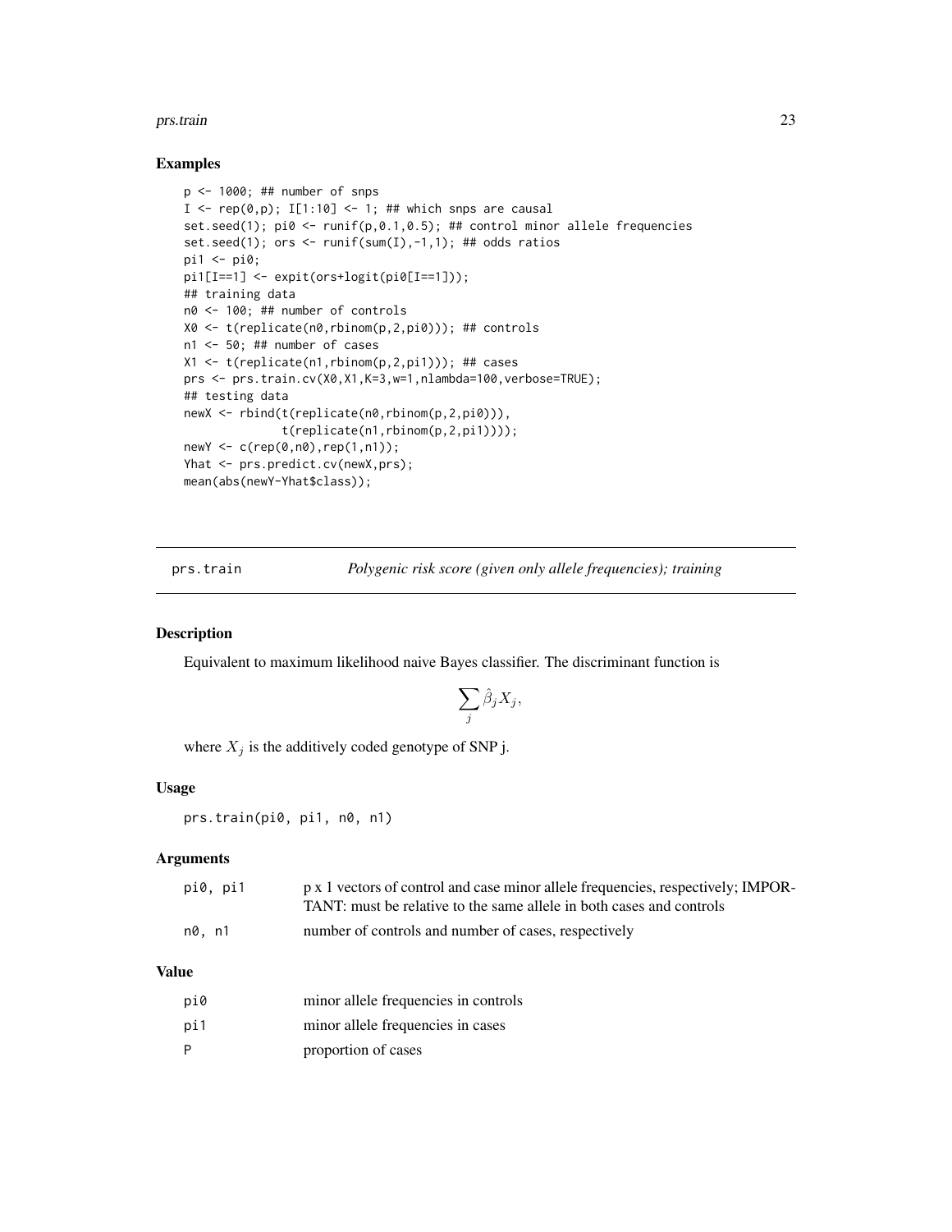## Examples

```
p <- 1000; ## number of snps
I <- rep(0,p); I[1:10] <- 1; ## which snps are causal
set.seed(1); pi0 <- runif(p,0.1,0.5); ## control minor allele frequencies
set.seed(1); ors <- runif(sum(I),-1,1); ## odds ratios
pi1 <- pi0;
pi1[I==1] <- expit(ors+logit(pi0[I==1]));
## training data
n0 <- 100; ## number of controls
X0 <- t(replicate(n0,rbinom(p,2,pi0))); ## controls
n1 <- 50; ## number of cases
X1 <- t(replicate(n1,rbinom(p,2,pi1))); ## cases
prs <- prs.train.cv(X0,X1,K=3,w=1,nlambda=100,verbose=TRUE);
## testing data
newX <- rbind(t(replicate(n0,rbinom(p,2,pi0))),
              t(replicate(n1,rbinom(p,2,pi1))));
newY <- c(rep(0,n0),rep(1,n1));
Yhat <- prs.predict.cv(newX,prs);
mean(abs(newY-Yhat$class));
```

---

# prs.train — *Polygenic risk score (given only allele frequencies); training*

## Description

Equivalent to maximum likelihood naive Bayes classifier. The discriminant function is

$$\sum_j \hat{\beta}_j X_j,$$

where $X_j$ is the additively coded genotype of SNP j.

## Usage

```
prs.train(pi0, pi1, n0, n1)
```

## Arguments

| | |
|---|---|
| pi0, pi1 | p x 1 vectors of control and case minor allele frequencies, respectively; IMPORTANT: must be relative to the same allele in both cases and controls |
| n0, n1 | number of controls and number of cases, respectively |

## Value

| | |
|---|---|
| pi0 | minor allele frequencies in controls |
| pi1 | minor allele frequencies in cases |
| P | proportion of cases |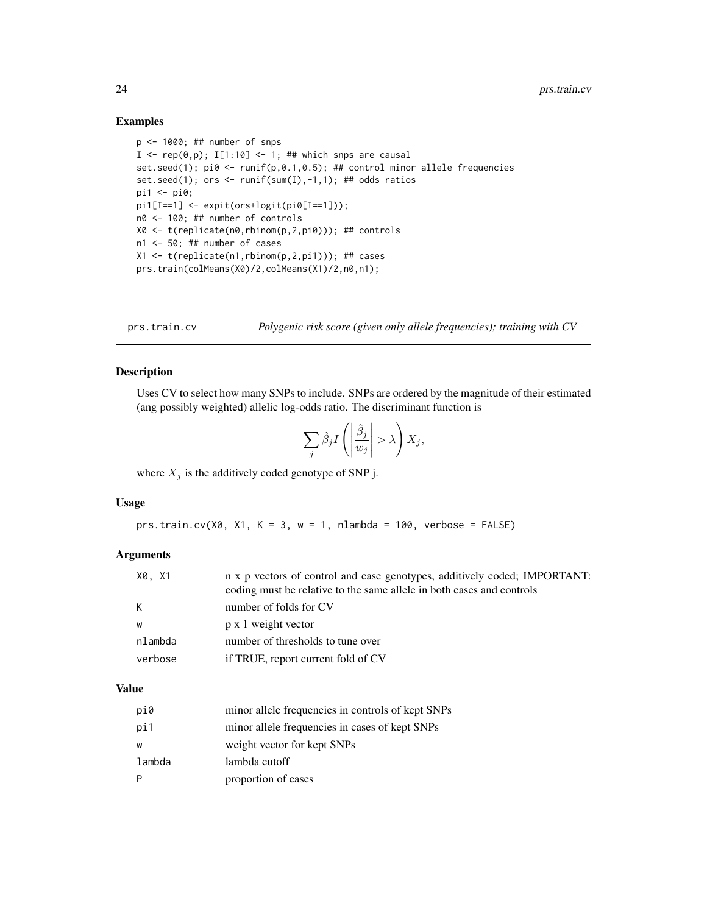## Examples

```
p <- 1000; ## number of snps
I <- rep(0,p); I[1:10] <- 1; ## which snps are causal
set.seed(1); pi0 <- runif(p,0.1,0.5); ## control minor allele frequencies
set.seed(1); ors <- runif(sum(I),-1,1); ## odds ratios
pi1 <- pi0;
pi1[I==1] <- expit(ors+logit(pi0[I==1]));
n0 <- 100; ## number of controls
X0 <- t(replicate(n0,rbinom(p,2,pi0))); ## controls
n1 <- 50; ## number of cases
X1 <- t(replicate(n1,rbinom(p,2,pi1))); ## cases
prs.train(colMeans(X0)/2,colMeans(X1)/2,n0,n1);
```

---

# prs.train.cv — *Polygenic risk score (given only allele frequencies); training with CV*

## Description

Uses CV to select how many SNPs to include. SNPs are ordered by the magnitude of their estimated (ang possibly weighted) allelic log-odds ratio. The discriminant function is

$$\sum_j \hat{\beta}_j I\left(\left|\frac{\hat{\beta}_j}{w_j}\right| > \lambda\right) X_j,$$

where $X_j$ is the additively coded genotype of SNP j.

## Usage

```
prs.train.cv(X0, X1, K = 3, w = 1, nlambda = 100, verbose = FALSE)
```

## Arguments

| | |
|---|---|
| X0, X1 | n x p vectors of control and case genotypes, additively coded; IMPORTANT: coding must be relative to the same allele in both cases and controls |
| K | number of folds for CV |
| w | p x 1 weight vector |
| nlambda | number of thresholds to tune over |
| verbose | if TRUE, report current fold of CV |

## Value

| | |
|---|---|
| pi0 | minor allele frequencies in controls of kept SNPs |
| pi1 | minor allele frequencies in cases of kept SNPs |
| w | weight vector for kept SNPs |
| lambda | lambda cutoff |
| P | proportion of cases |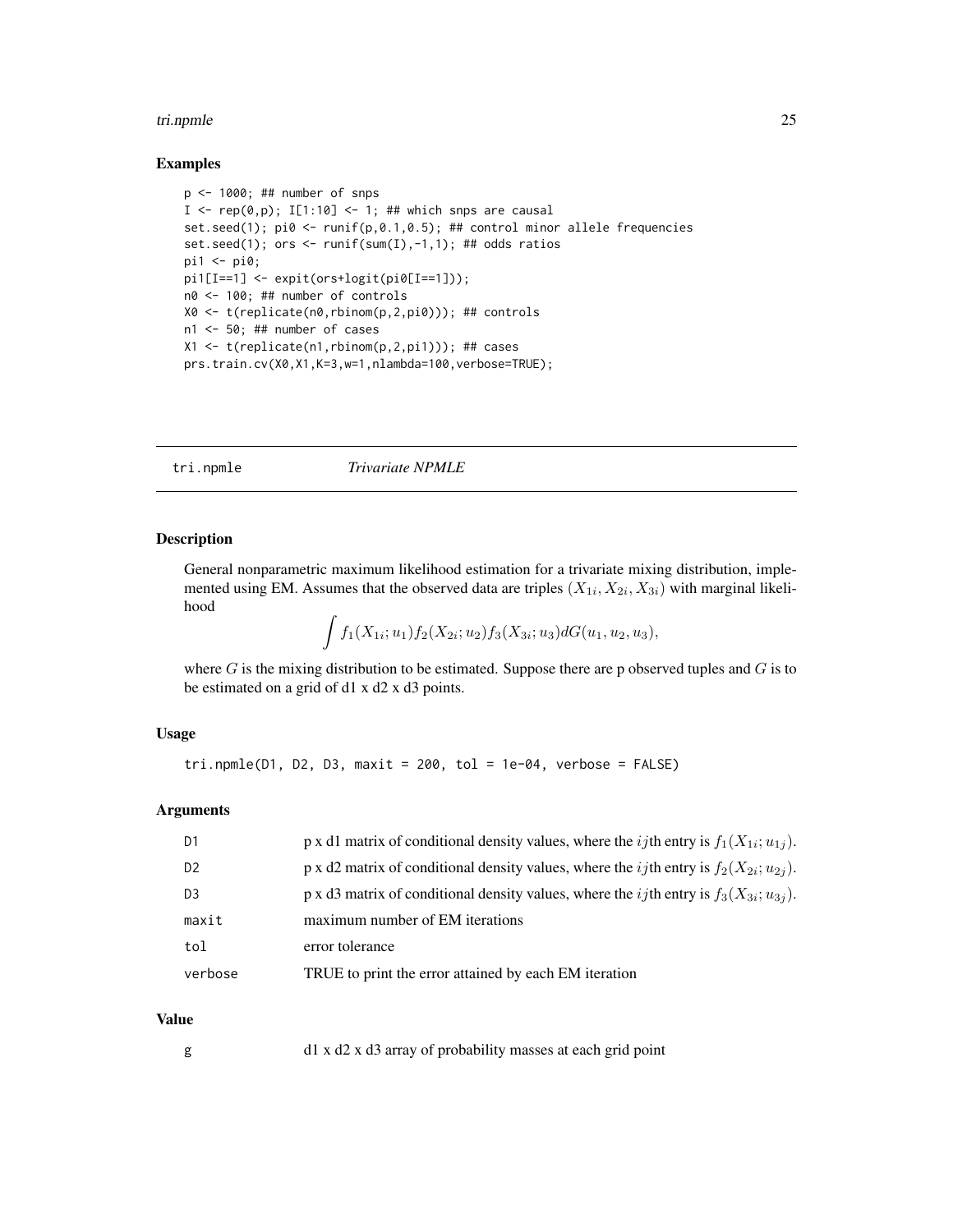## Examples

```
p <- 1000; ## number of snps
I <- rep(0,p); I[1:10] <- 1; ## which snps are causal
set.seed(1); pi0 <- runif(p,0.1,0.5); ## control minor allele frequencies
set.seed(1); ors <- runif(sum(I),-1,1); ## odds ratios
pi1 <- pi0;
pi1[I==1] <- expit(ors+logit(pi0[I==1]));
n0 <- 100; ## number of controls
X0 <- t(replicate(n0,rbinom(p,2,pi0))); ## controls
n1 <- 50; ## number of cases
X1 <- t(replicate(n1,rbinom(p,2,pi1))); ## cases
prs.train.cv(X0,X1,K=3,w=1,nlambda=100,verbose=TRUE);
```

---

# tri.npmle    *Trivariate NPMLE*

---

## Description

General nonparametric maximum likelihood estimation for a trivariate mixing distribution, implemented using EM. Assumes that the observed data are triples $(X_{1i}, X_{2i}, X_{3i})$ with marginal likelihood

$$\int f_1(X_{1i}; u_1) f_2(X_{2i}; u_2) f_3(X_{3i}; u_3) dG(u_1, u_2, u_3),$$

where $G$ is the mixing distribution to be estimated. Suppose there are p observed tuples and $G$ is to be estimated on a grid of d1 x d2 x d3 points.

## Usage

```
tri.npmle(D1, D2, D3, maxit = 200, tol = 1e-04, verbose = FALSE)
```

## Arguments

| | |
|---|---|
| D1 | p x d1 matrix of conditional density values, where the $ij$th entry is $f_1(X_{1i}; u_{1j})$. |
| D2 | p x d2 matrix of conditional density values, where the $ij$th entry is $f_2(X_{2i}; u_{2j})$. |
| D3 | p x d3 matrix of conditional density values, where the $ij$th entry is $f_3(X_{3i}; u_{3j})$. |
| maxit | maximum number of EM iterations |
| tol | error tolerance |
| verbose | TRUE to print the error attained by each EM iteration |

## Value

| | |
|---|---|
| g | d1 x d2 x d3 array of probability masses at each grid point |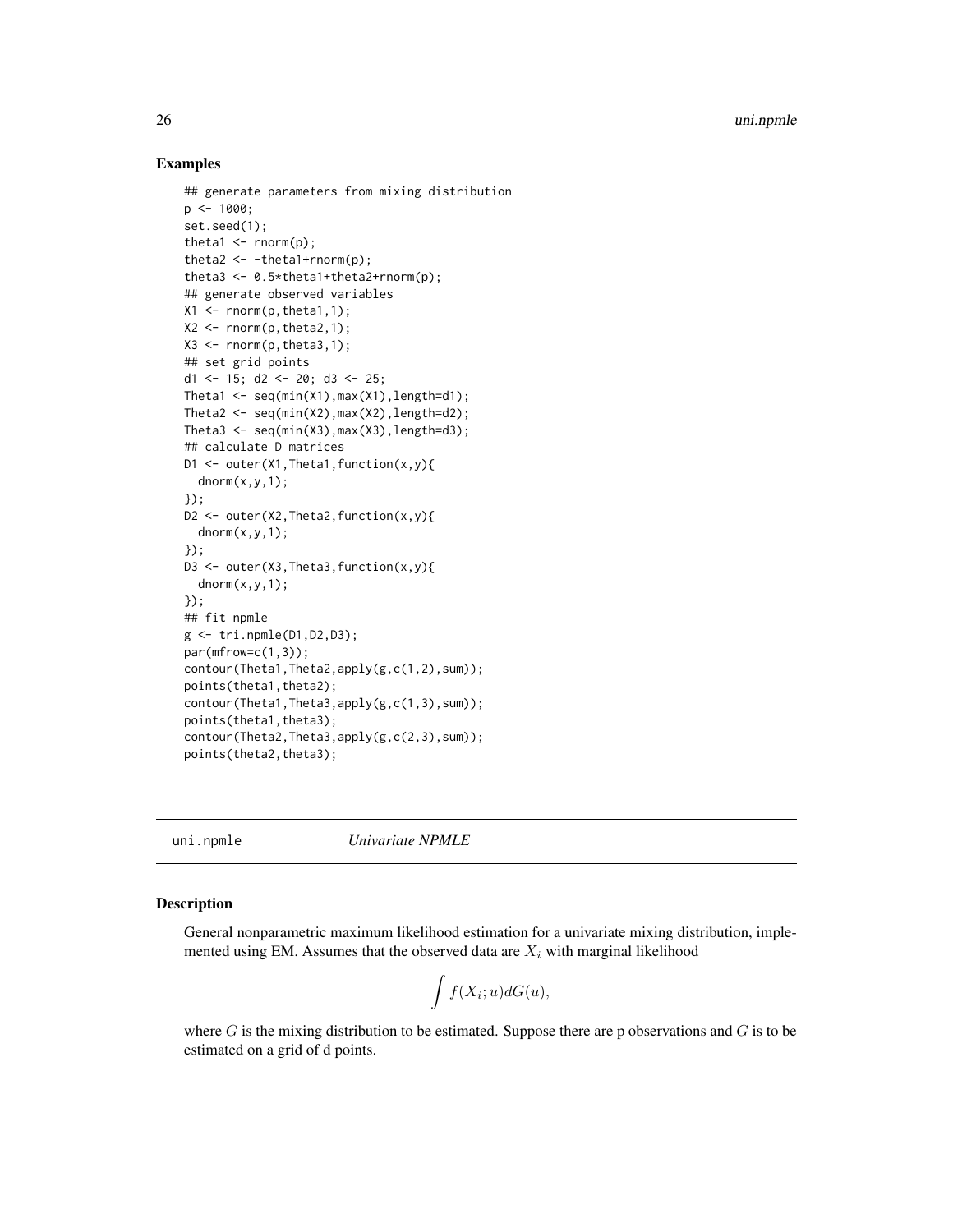## Examples

```
## generate parameters from mixing distribution
p <- 1000;
set.seed(1);
theta1 <- rnorm(p);
theta2 <- -theta1+rnorm(p);
theta3 <- 0.5*theta1+theta2+rnorm(p);
## generate observed variables
X1 <- rnorm(p,theta1,1);
X2 <- rnorm(p,theta2,1);
X3 <- rnorm(p,theta3,1);
## set grid points
d1 <- 15; d2 <- 20; d3 <- 25;
Theta1 <- seq(min(X1),max(X1),length=d1);
Theta2 <- seq(min(X2),max(X2),length=d2);
Theta3 <- seq(min(X3),max(X3),length=d3);
## calculate D matrices
D1 <- outer(X1,Theta1,function(x,y){
  dnorm(x,y,1);
});
D2 <- outer(X2,Theta2,function(x,y){
  dnorm(x,y,1);
});
D3 <- outer(X3,Theta3,function(x,y){
  dnorm(x,y,1);
});
## fit npmle
g <- tri.npmle(D1,D2,D3);
par(mfrow=c(1,3));
contour(Theta1,Theta2,apply(g,c(1,2),sum));
points(theta1,theta2);
contour(Theta1,Theta3,apply(g,c(1,3),sum));
points(theta1,theta3);
contour(Theta2,Theta3,apply(g,c(2,3),sum));
points(theta2,theta3);
```

---

## uni.npmle *Univariate NPMLE*

### Description

General nonparametric maximum likelihood estimation for a univariate mixing distribution, implemented using EM. Assumes that the observed data are $X_i$ with marginal likelihood

$$\int f(X_i; u) dG(u),$$

where $G$ is the mixing distribution to be estimated. Suppose there are p observations and $G$ is to be estimated on a grid of d points.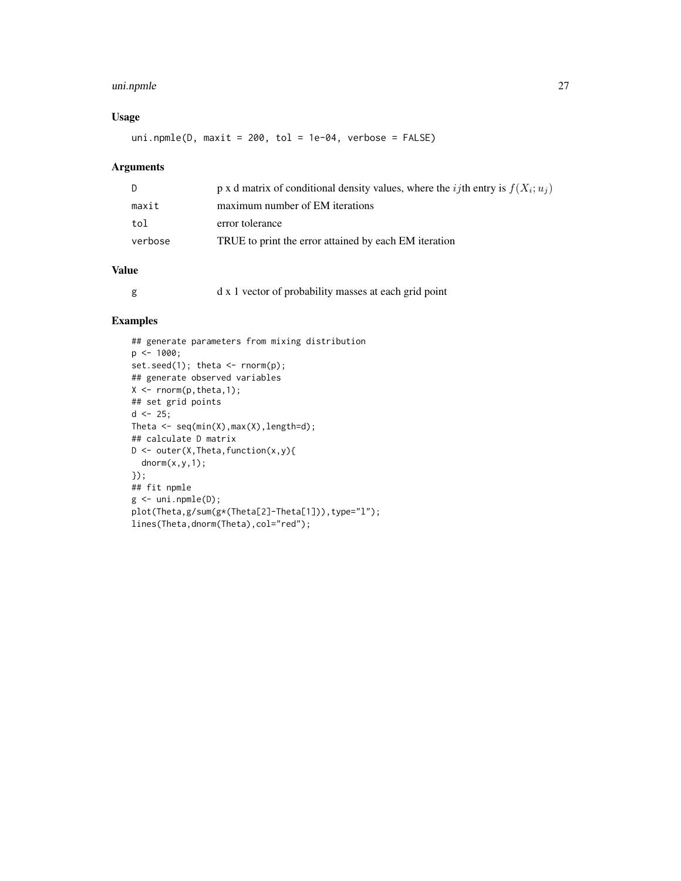### Usage

```
uni.npmle(D, maxit = 200, tol = 1e-04, verbose = FALSE)
```

### Arguments

| | |
|---|---|
| D | p x d matrix of conditional density values, where the $ij$th entry is $f(X_i; u_j)$ |
| maxit | maximum number of EM iterations |
| tol | error tolerance |
| verbose | TRUE to print the error attained by each EM iteration |

### Value

| | |
|---|---|
| g | d x 1 vector of probability masses at each grid point |

### Examples

```
## generate parameters from mixing distribution
p <- 1000;
set.seed(1); theta <- rnorm(p);
## generate observed variables
X <- rnorm(p,theta,1);
## set grid points
d <- 25;
Theta <- seq(min(X),max(X),length=d);
## calculate D matrix
D <- outer(X,Theta,function(x,y){
  dnorm(x,y,1);
});
## fit npmle
g <- uni.npmle(D);
plot(Theta,g/sum(g*(Theta[2]-Theta[1])),type="l");
lines(Theta,dnorm(Theta),col="red");
```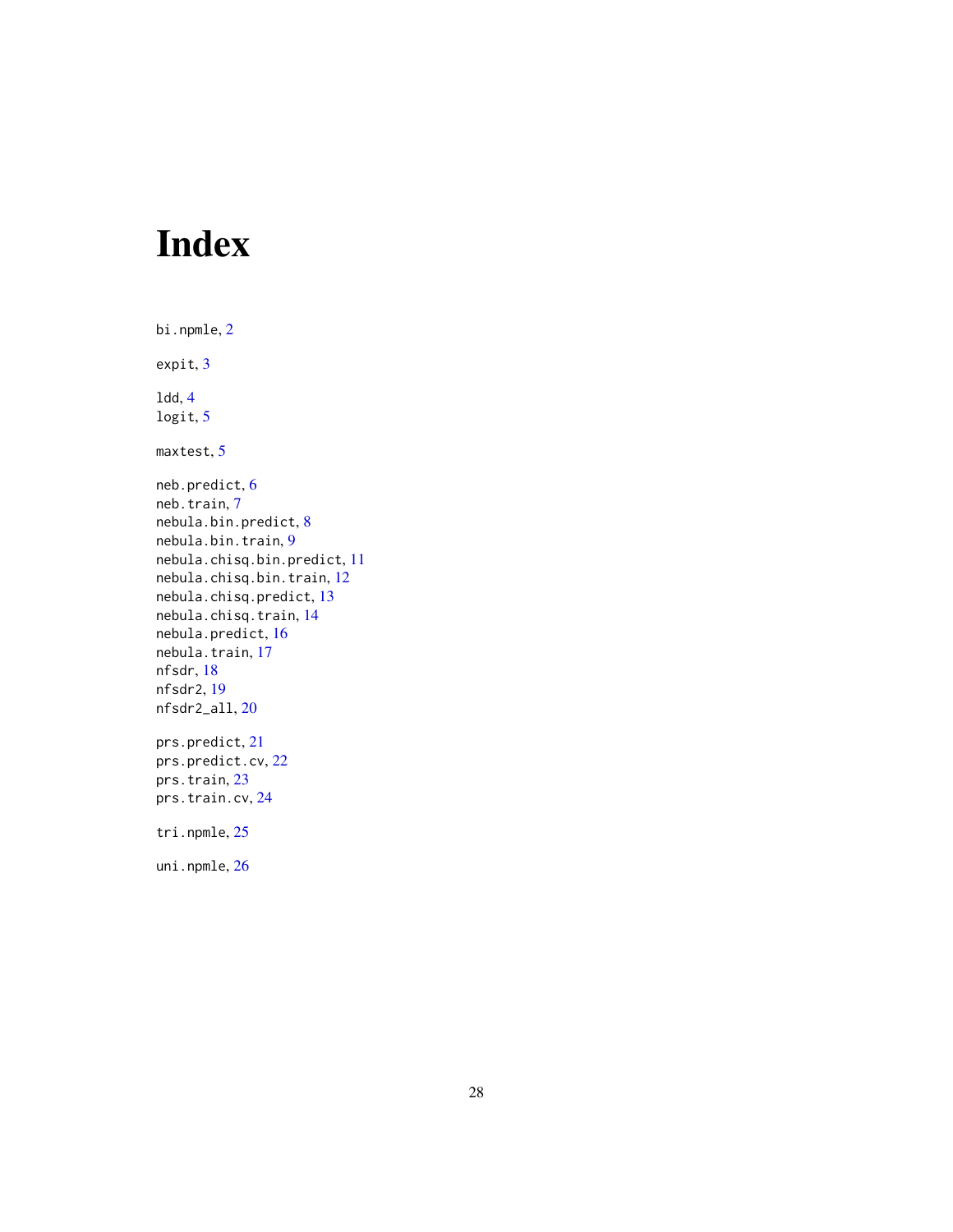# Index

bi.npmle, 2

expit, 3

ldd, 4
logit, 5

maxtest, 5

neb.predict, 6
neb.train, 7
nebula.bin.predict, 8
nebula.bin.train, 9
nebula.chisq.bin.predict, 11
nebula.chisq.bin.train, 12
nebula.chisq.predict, 13
nebula.chisq.train, 14
nebula.predict, 16
nebula.train, 17
nfsdr, 18
nfsdr2, 19
nfsdr2_all, 20

prs.predict, 21
prs.predict.cv, 22
prs.train, 23
prs.train.cv, 24

tri.npmle, 25

uni.npmle, 26